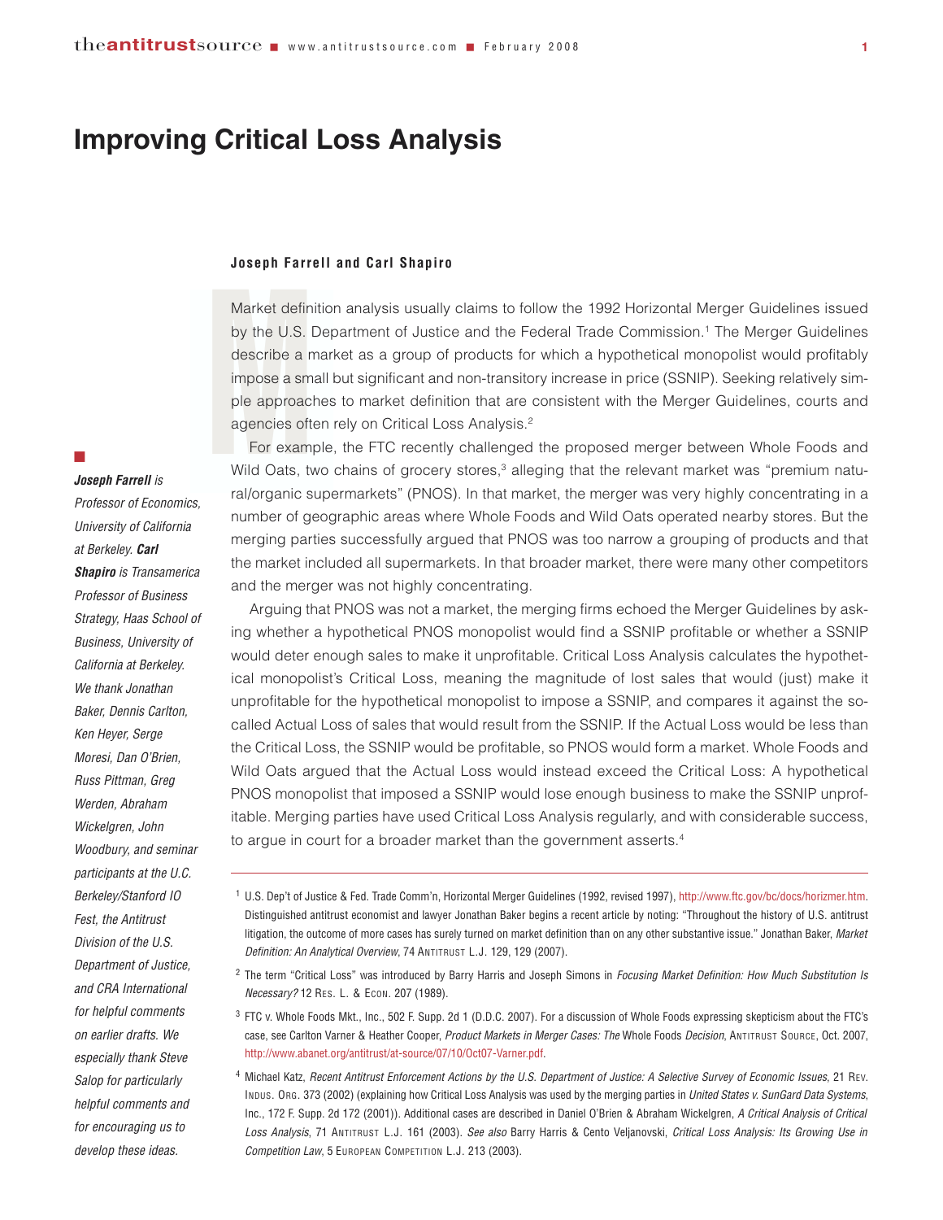# Improving Critical Loss Analysis

**Joseph Farrell and Carl Shapiro**

*__Joseph Farrell__ is Professor of Economics, University of California at Berkeley. __Carl Shapiro__ is Transamerica Professor of Business Strategy, Haas School of Business, University of California at Berkeley. We thank Jonathan Baker, Dennis Carlton, Ken Heyer, Serge Moresi, Dan O'Brien, Russ Pittman, Greg Werden, Abraham Wickelgren, John Woodbury, and seminar participants at the U.C. Berkeley/Stanford IO Fest, the Antitrust Division of the U.S. Department of Justice, and CRA International for helpful comments on earlier drafts. We especially thank Steve Salop for particularly helpful comments and for encouraging us to develop these ideas.*

Market definition analysis usually claims to follow the 1992 Horizontal Merger Guidelines issued by the U.S. Department of Justice and the Federal Trade Commission.[1] The Merger Guidelines describe a market as a group of products for which a hypothetical monopolist would profitably impose a small but significant and non-transitory increase in price (SSNIP). Seeking relatively simple approaches to market definition that are consistent with the Merger Guidelines, courts and agencies often rely on Critical Loss Analysis.[2]

For example, the FTC recently challenged the proposed merger between Whole Foods and Wild Oats, two chains of grocery stores,[3] alleging that the relevant market was "premium natural/organic supermarkets" (PNOS). In that market, the merger was very highly concentrating in a number of geographic areas where Whole Foods and Wild Oats operated nearby stores. But the merging parties successfully argued that PNOS was too narrow a grouping of products and that the market included all supermarkets. In that broader market, there were many other competitors and the merger was not highly concentrating.

Arguing that PNOS was not a market, the merging firms echoed the Merger Guidelines by asking whether a hypothetical PNOS monopolist would find a SSNIP profitable or whether a SSNIP would deter enough sales to make it unprofitable. Critical Loss Analysis calculates the hypothetical monopolist's Critical Loss, meaning the magnitude of lost sales that would (just) make it unprofitable for the hypothetical monopolist to impose a SSNIP, and compares it against the so-called Actual Loss of sales that would result from the SSNIP. If the Actual Loss would be less than the Critical Loss, the SSNIP would be profitable, so PNOS would form a market. Whole Foods and Wild Oats argued that the Actual Loss would instead exceed the Critical Loss: A hypothetical PNOS monopolist that imposed a SSNIP would lose enough business to make the SSNIP unprofitable. Merging parties have used Critical Loss Analysis regularly, and with considerable success, to argue in court for a broader market than the government asserts.[4]

---

[1] U.S. Dep't of Justice & Fed. Trade Comm'n, Horizontal Merger Guidelines (1992, revised 1997), http://www.ftc.gov/bc/docs/horizmer.htm. Distinguished antitrust economist and lawyer Jonathan Baker begins a recent article by noting: "Throughout the history of U.S. antitrust litigation, the outcome of more cases has surely turned on market definition than on any other substantive issue." Jonathan Baker, *Market Definition: An Analytical Overview*, 74 ANTITRUST L.J. 129, 129 (2007).

[2] The term "Critical Loss" was introduced by Barry Harris and Joseph Simons in *Focusing Market Definition: How Much Substitution Is Necessary?* 12 RES. L. & ECON. 207 (1989).

[3] FTC v. Whole Foods Mkt., Inc., 502 F. Supp. 2d 1 (D.D.C. 2007). For a discussion of Whole Foods expressing skepticism about the FTC's case, see Carlton Varner & Heather Cooper, *Product Markets in Merger Cases: The* Whole Foods *Decision*, ANTITRUST SOURCE, Oct. 2007, http://www.abanet.org/antitrust/at-source/07/10/Oct07-Varner.pdf.

[4] Michael Katz, *Recent Antitrust Enforcement Actions by the U.S. Department of Justice: A Selective Survey of Economic Issues*, 21 REV. INDUS. ORG. 373 (2002) (explaining how Critical Loss Analysis was used by the merging parties in *United States v. SunGard Data Systems*, Inc., 172 F. Supp. 2d 172 (2001)). Additional cases are described in Daniel O'Brien & Abraham Wickelgren, *A Critical Analysis of Critical Loss Analysis*, 71 ANTITRUST L.J. 161 (2003). *See also* Barry Harris & Cento Veljanovski, *Critical Loss Analysis: Its Growing Use in Competition Law*, 5 EUROPEAN COMPETITION L.J. 213 (2003).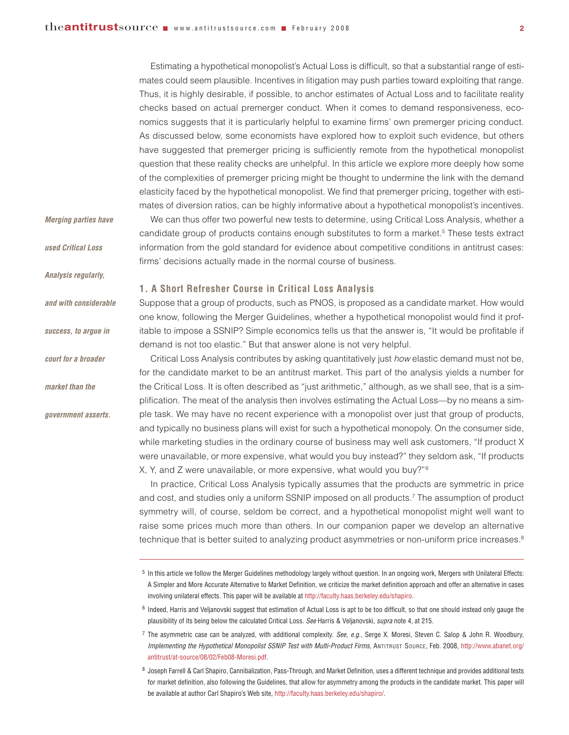Estimating a hypothetical monopolist's Actual Loss is difficult, so that a substantial range of estimates could seem plausible. Incentives in litigation may push parties toward exploiting that range. Thus, it is highly desirable, if possible, to anchor estimates of Actual Loss and to facilitate reality checks based on actual premerger conduct. When it comes to demand responsiveness, economics suggests that it is particularly helpful to examine firms' own premerger pricing conduct. As discussed below, some economists have explored how to exploit such evidence, but others have suggested that premerger pricing is sufficiently remote from the hypothetical monopolist question that these reality checks are unhelpful. In this article we explore more deeply how some of the complexities of premerger pricing might be thought to undermine the link with the demand elasticity faced by the hypothetical monopolist. We find that premerger pricing, together with estimates of diversion ratios, can be highly informative about a hypothetical monopolist's incentives.

*Merging parties have used Critical Loss Analysis regularly, and with considerable success, to argue in court for a broader market than the government asserts.*

We can thus offer two powerful new tests to determine, using Critical Loss Analysis, whether a candidate group of products contains enough substitutes to form a market.[5] These tests extract information from the gold standard for evidence about competitive conditions in antitrust cases: firms' decisions actually made in the normal course of business.

## 1. A Short Refresher Course in Critical Loss Analysis

Suppose that a group of products, such as PNOS, is proposed as a candidate market. How would one know, following the Merger Guidelines, whether a hypothetical monopolist would find it profitable to impose a SSNIP? Simple economics tells us that the answer is, "It would be profitable if demand is not too elastic." But that answer alone is not very helpful.

Critical Loss Analysis contributes by asking quantitatively just *how* elastic demand must not be, for the candidate market to be an antitrust market. This part of the analysis yields a number for the Critical Loss. It is often described as "just arithmetic," although, as we shall see, that is a simplification. The meat of the analysis then involves estimating the Actual Loss—by no means a simple task. We may have no recent experience with a monopolist over just that group of products, and typically no business plans will exist for such a hypothetical monopoly. On the consumer side, while marketing studies in the ordinary course of business may well ask customers, "If product X were unavailable, or more expensive, what would you buy instead?" they seldom ask, "If products X, Y, and Z were unavailable, or more expensive, what would you buy?"[6]

In practice, Critical Loss Analysis typically assumes that the products are symmetric in price and cost, and studies only a uniform SSNIP imposed on all products.[7] The assumption of product symmetry will, of course, seldom be correct, and a hypothetical monopolist might well want to raise some prices much more than others. In our companion paper we develop an alternative technique that is better suited to analyzing product asymmetries or non-uniform price increases.[8]

---

[5] In this article we follow the Merger Guidelines methodology largely without question. In an ongoing work, Mergers with Unilateral Effects: A Simpler and More Accurate Alternative to Market Definition, we criticize the market definition approach and offer an alternative in cases involving unilateral effects. This paper will be available at http://faculty.haas.berkeley.edu/shapiro.

[6] Indeed, Harris and Veljanovski suggest that estimation of Actual Loss is apt to be too difficult, so that one should instead only gauge the plausibility of its being below the calculated Critical Loss. *See* Harris & Veljanovski, *supra* note 4, at 215.

[7] The asymmetric case can be analyzed, with additional complexity. *See, e.g.*, Serge X. Moresi, Steven C. Salop & John R. Woodbury, *Implementing the Hypothetical Monopolist SSNIP Test with Multi-Product Firms*, ANTITRUST SOURCE, Feb. 2008, http://www.abanet.org/antitrust/at-source/08/02/Feb08-Moresi.pdf.

[8] Joseph Farrell & Carl Shapiro, Cannibalization, Pass-Through, and Market Definition, uses a different technique and provides additional tests for market definition, also following the Guidelines, that allow for asymmetry among the products in the candidate market. This paper will be available at author Carl Shapiro's Web site, http://faculty.haas.berkeley.edu/shapiro/.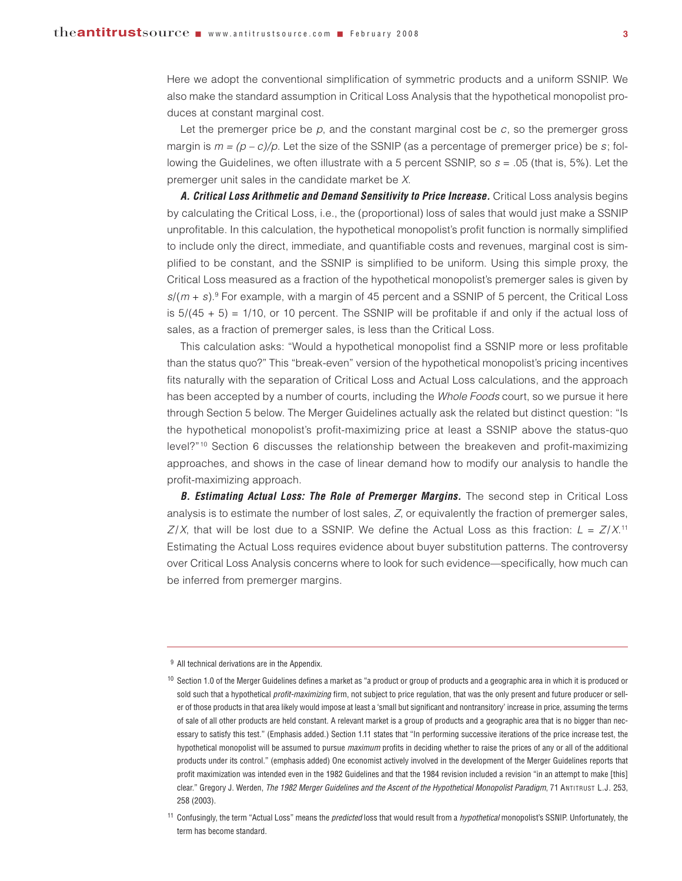Here we adopt the conventional simplification of symmetric products and a uniform SSNIP. We also make the standard assumption in Critical Loss Analysis that the hypothetical monopolist produces at constant marginal cost.

Let the premerger price be $p$, and the constant marginal cost be $c$, so the premerger gross margin is $m = (p - c)/p$. Let the size of the SSNIP (as a percentage of premerger price) be $s$; following the Guidelines, we often illustrate with a 5 percent SSNIP, so $s = .05$ (that is, 5%). Let the premerger unit sales in the candidate market be $X$.

***A. Critical Loss Arithmetic and Demand Sensitivity to Price Increase.*** Critical Loss analysis begins by calculating the Critical Loss, i.e., the (proportional) loss of sales that would just make a SSNIP unprofitable. In this calculation, the hypothetical monopolist's profit function is normally simplified to include only the direct, immediate, and quantifiable costs and revenues, marginal cost is simplified to be constant, and the SSNIP is simplified to be uniform. Using this simple proxy, the Critical Loss measured as a fraction of the hypothetical monopolist's premerger sales is given by $s/(m + s)$.[9] For example, with a margin of 45 percent and a SSNIP of 5 percent, the Critical Loss is $5/(45 + 5) = 1/10$, or 10 percent. The SSNIP will be profitable if and only if the actual loss of sales, as a fraction of premerger sales, is less than the Critical Loss.

This calculation asks: "Would a hypothetical monopolist find a SSNIP more or less profitable than the status quo?" This "break-even" version of the hypothetical monopolist's pricing incentives fits naturally with the separation of Critical Loss and Actual Loss calculations, and the approach has been accepted by a number of courts, including the *Whole Foods* court, so we pursue it here through Section 5 below. The Merger Guidelines actually ask the related but distinct question: "Is the hypothetical monopolist's profit-maximizing price at least a SSNIP above the status-quo level?"[10] Section 6 discusses the relationship between the breakeven and profit-maximizing approaches, and shows in the case of linear demand how to modify our analysis to handle the profit-maximizing approach.

***B. Estimating Actual Loss: The Role of Premerger Margins.*** The second step in Critical Loss analysis is to estimate the number of lost sales, $Z$, or equivalently the fraction of premerger sales, $Z/X$, that will be lost due to a SSNIP. We define the Actual Loss as this fraction: $L = Z/X$.[11] Estimating the Actual Loss requires evidence about buyer substitution patterns. The controversy over Critical Loss Analysis concerns where to look for such evidence—specifically, how much can be inferred from premerger margins.

---

[9] All technical derivations are in the Appendix.

[10] Section 1.0 of the Merger Guidelines defines a market as "a product or group of products and a geographic area in which it is produced or sold such that a hypothetical *profit-maximizing* firm, not subject to price regulation, that was the only present and future producer or seller of those products in that area likely would impose at least a 'small but significant and nontransitory' increase in price, assuming the terms of sale of all other products are held constant. A relevant market is a group of products and a geographic area that is no bigger than necessary to satisfy this test." (Emphasis added.) Section 1.11 states that "In performing successive iterations of the price increase test, the hypothetical monopolist will be assumed to pursue *maximum* profits in deciding whether to raise the prices of any or all of the additional products under its control." (emphasis added) One economist actively involved in the development of the Merger Guidelines reports that profit maximization was intended even in the 1982 Guidelines and that the 1984 revision included a revision "in an attempt to make [this] clear." Gregory J. Werden, *The 1982 Merger Guidelines and the Ascent of the Hypothetical Monopolist Paradigm*, 71 ANTITRUST L.J. 253, 258 (2003).

[11] Confusingly, the term "Actual Loss" means the *predicted* loss that would result from a *hypothetical* monopolist's SSNIP. Unfortunately, the term has become standard.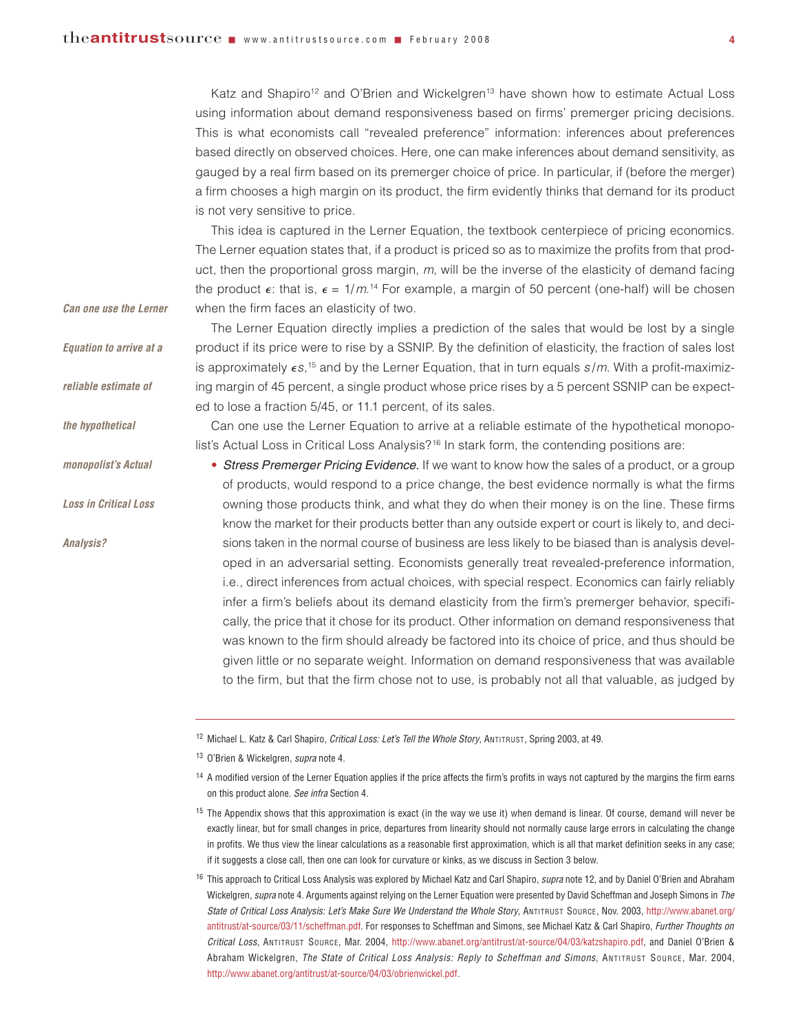Katz and Shapiro[12] and O'Brien and Wickelgren[13] have shown how to estimate Actual Loss using information about demand responsiveness based on firms' premerger pricing decisions. This is what economists call "revealed preference" information: inferences about preferences based directly on observed choices. Here, one can make inferences about demand sensitivity, as gauged by a real firm based on its premerger choice of price. In particular, if (before the merger) a firm chooses a high margin on its product, the firm evidently thinks that demand for its product is not very sensitive to price.

This idea is captured in the Lerner Equation, the textbook centerpiece of pricing economics. The Lerner equation states that, if a product is priced so as to maximize the profits from that product, then the proportional gross margin, $m$, will be the inverse of the elasticity of demand facing the product $\epsilon$: that is, $\epsilon = 1/m$.[14] For example, a margin of 50 percent (one-half) will be chosen when the firm faces an elasticity of two.

*Can one use the Lerner Equation to arrive at a reliable estimate of the hypothetical monopolist's Actual Loss in Critical Loss Analysis?*

The Lerner Equation directly implies a prediction of the sales that would be lost by a single product if its price were to rise by a SSNIP. By the definition of elasticity, the fraction of sales lost is approximately $\epsilon s$,[15] and by the Lerner Equation, that in turn equals $s/m$. With a profit-maximizing margin of 45 percent, a single product whose price rises by a 5 percent SSNIP can be expected to lose a fraction 5/45, or 11.1 percent, of its sales.

Can one use the Lerner Equation to arrive at a reliable estimate of the hypothetical monopolist's Actual Loss in Critical Loss Analysis?[16] In stark form, the contending positions are:

- *Stress Premerger Pricing Evidence.* If we want to know how the sales of a product, or a group of products, would respond to a price change, the best evidence normally is what the firms owning those products think, and what they do when their money is on the line. These firms know the market for their products better than any outside expert or court is likely to, and decisions taken in the normal course of business are less likely to be biased than is analysis developed in an adversarial setting. Economists generally treat revealed-preference information, i.e., direct inferences from actual choices, with special respect. Economics can fairly reliably infer a firm's beliefs about its demand elasticity from the firm's premerger behavior, specifically, the price that it chose for its product. Other information on demand responsiveness that was known to the firm should already be factored into its choice of price, and thus should be given little or no separate weight. Information on demand responsiveness that was available to the firm, but that the firm chose not to use, is probably not all that valuable, as judged by

---

[12] Michael L. Katz & Carl Shapiro, *Critical Loss: Let's Tell the Whole Story*, ANTITRUST, Spring 2003, at 49.

[13] O'Brien & Wickelgren, *supra* note 4.

[14] A modified version of the Lerner Equation applies if the price affects the firm's profits in ways not captured by the margins the firm earns on this product alone. *See infra* Section 4.

[15] The Appendix shows that this approximation is exact (in the way we use it) when demand is linear. Of course, demand will never be exactly linear, but for small changes in price, departures from linearity should not normally cause large errors in calculating the change in profits. We thus view the linear calculations as a reasonable first approximation, which is all that market definition seeks in any case; if it suggests a close call, then one can look for curvature or kinks, as we discuss in Section 3 below.

[16] This approach to Critical Loss Analysis was explored by Michael Katz and Carl Shapiro, *supra* note 12, and by Daniel O'Brien and Abraham Wickelgren, *supra* note 4. Arguments against relying on the Lerner Equation were presented by David Scheffman and Joseph Simons in *The State of Critical Loss Analysis: Let's Make Sure We Understand the Whole Story*, ANTITRUST SOURCE, Nov. 2003, http://www.abanet.org/antitrust/at-source/03/11/scheffman.pdf. For responses to Scheffman and Simons, see Michael Katz & Carl Shapiro, *Further Thoughts on Critical Loss*, ANTITRUST SOURCE, Mar. 2004, http://www.abanet.org/antitrust/at-source/04/03/katzshapiro.pdf, and Daniel O'Brien & Abraham Wickelgren, *The State of Critical Loss Analysis: Reply to Scheffman and Simons*, ANTITRUST SOURCE, Mar. 2004, http://www.abanet.org/antitrust/at-source/04/03/obrienwickel.pdf.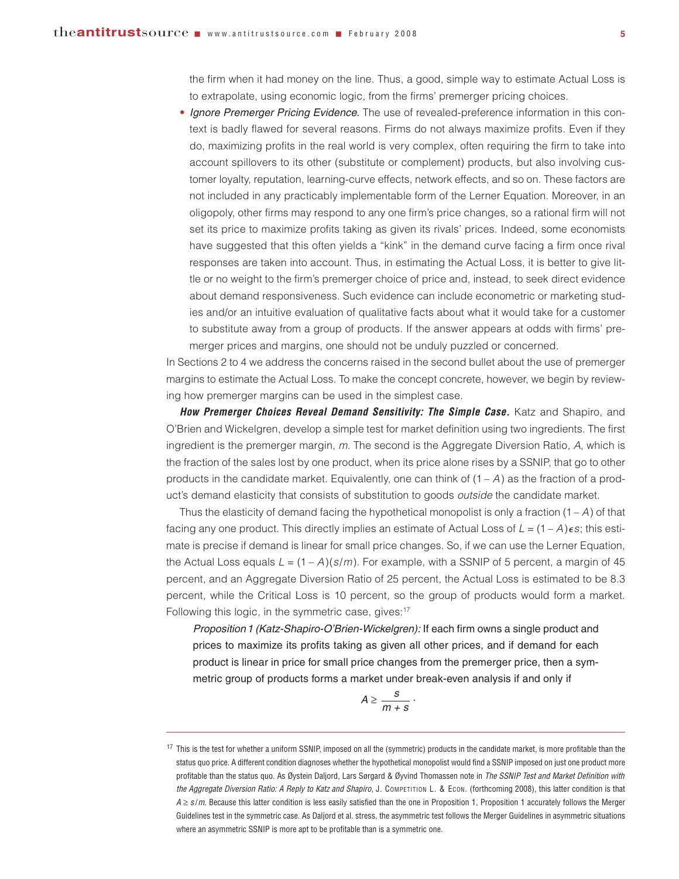the firm when it had money on the line. Thus, a good, simple way to estimate Actual Loss is to extrapolate, using economic logic, from the firms' premerger pricing choices.

- *Ignore Premerger Pricing Evidence.* The use of revealed-preference information in this context is badly flawed for several reasons. Firms do not always maximize profits. Even if they do, maximizing profits in the real world is very complex, often requiring the firm to take into account spillovers to its other (substitute or complement) products, but also involving customer loyalty, reputation, learning-curve effects, network effects, and so on. These factors are not included in any practicably implementable form of the Lerner Equation. Moreover, in an oligopoly, other firms may respond to any one firm's price changes, so a rational firm will not set its price to maximize profits taking as given its rivals' prices. Indeed, some economists have suggested that this often yields a "kink" in the demand curve facing a firm once rival responses are taken into account. Thus, in estimating the Actual Loss, it is better to give little or no weight to the firm's premerger choice of price and, instead, to seek direct evidence about demand responsiveness. Such evidence can include econometric or marketing studies and/or an intuitive evaluation of qualitative facts about what it would take for a customer to substitute away from a group of products. If the answer appears at odds with firms' premerger prices and margins, one should not be unduly puzzled or concerned.

In Sections 2 to 4 we address the concerns raised in the second bullet about the use of premerger margins to estimate the Actual Loss. To make the concept concrete, however, we begin by reviewing how premerger margins can be used in the simplest case.

***How Premerger Choices Reveal Demand Sensitivity: The Simple Case.*** Katz and Shapiro, and O'Brien and Wickelgren, develop a simple test for market definition using two ingredients. The first ingredient is the premerger margin, $m$. The second is the Aggregate Diversion Ratio, $A$, which is the fraction of the sales lost by one product, when its price alone rises by a SSNIP, that go to other products in the candidate market. Equivalently, one can think of $(1 - A)$ as the fraction of a product's demand elasticity that consists of substitution to goods *outside* the candidate market.

Thus the elasticity of demand facing the hypothetical monopolist is only a fraction $(1 - A)$ of that facing any one product. This directly implies an estimate of Actual Loss of $L = (1 - A)\epsilon s$; this estimate is precise if demand is linear for small price changes. So, if we can use the Lerner Equation, the Actual Loss equals $L = (1 - A)(s/m)$. For example, with a SSNIP of 5 percent, a margin of 45 percent, and an Aggregate Diversion Ratio of 25 percent, the Actual Loss is estimated to be 8.3 percent, while the Critical Loss is 10 percent, so the group of products would form a market. Following this logic, in the symmetric case, gives:[17]

> *Proposition 1 (Katz-Shapiro-O'Brien-Wickelgren):* If each firm owns a single product and prices to maximize its profits taking as given all other prices, and if demand for each product is linear in price for small price changes from the premerger price, then a symmetric group of products forms a market under break-even analysis if and only if
>
> $$A \geq \frac{s}{m + s}.$$

---

[17] This is the test for whether a uniform SSNIP, imposed on all the (symmetric) products in the candidate market, is more profitable than the status quo price. A different condition diagnoses whether the hypothetical monopolist would find a SSNIP imposed on just one product more profitable than the status quo. As Øystein Daljord, Lars Sørgard & Øyvind Thomassen note in *The SSNIP Test and Market Definition with the Aggregate Diversion Ratio: A Reply to Katz and Shapiro*, J. Competition L. & Econ. (forthcoming 2008), this latter condition is that $A \geq s/m$. Because this latter condition is less easily satisfied than the one in Proposition 1, Proposition 1 accurately follows the Merger Guidelines test in the symmetric case. As Daljord et al. stress, the asymmetric test follows the Merger Guidelines in asymmetric situations where an asymmetric SSNIP is more apt to be profitable than is a symmetric one.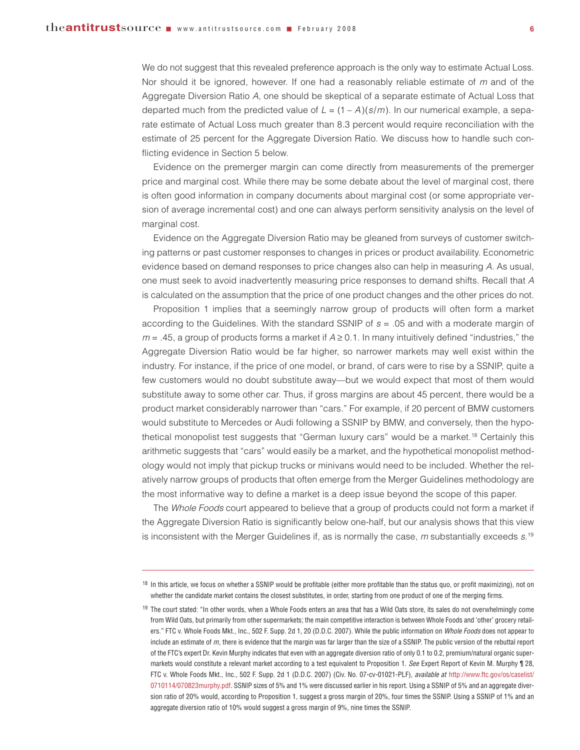We do not suggest that this revealed preference approach is the only way to estimate Actual Loss. Nor should it be ignored, however. If one had a reasonably reliable estimate of $m$ and of the Aggregate Diversion Ratio $A$, one should be skeptical of a separate estimate of Actual Loss that departed much from the predicted value of $L = (1 - A)(s/m)$. In our numerical example, a separate estimate of Actual Loss much greater than 8.3 percent would require reconciliation with the estimate of 25 percent for the Aggregate Diversion Ratio. We discuss how to handle such conflicting evidence in Section 5 below.

Evidence on the premerger margin can come directly from measurements of the premerger price and marginal cost. While there may be some debate about the level of marginal cost, there is often good information in company documents about marginal cost (or some appropriate version of average incremental cost) and one can always perform sensitivity analysis on the level of marginal cost.

Evidence on the Aggregate Diversion Ratio may be gleaned from surveys of customer switching patterns or past customer responses to changes in prices or product availability. Econometric evidence based on demand responses to price changes also can help in measuring $A$. As usual, one must seek to avoid inadvertently measuring price responses to demand shifts. Recall that $A$ is calculated on the assumption that the price of one product changes and the other prices do not.

Proposition 1 implies that a seemingly narrow group of products will often form a market according to the Guidelines. With the standard SSNIP of $s = .05$ and with a moderate margin of $m = .45$, a group of products forms a market if $A \geq 0.1$. In many intuitively defined "industries," the Aggregate Diversion Ratio would be far higher, so narrower markets may well exist within the industry. For instance, if the price of one model, or brand, of cars were to rise by a SSNIP, quite a few customers would no doubt substitute away—but we would expect that most of them would substitute away to some other car. Thus, if gross margins are about 45 percent, there would be a product market considerably narrower than "cars." For example, if 20 percent of BMW customers would substitute to Mercedes or Audi following a SSNIP by BMW, and conversely, then the hypothetical monopolist test suggests that "German luxury cars" would be a market.[18] Certainly this arithmetic suggests that "cars" would easily be a market, and the hypothetical monopolist methodology would not imply that pickup trucks or minivans would need to be included. Whether the relatively narrow groups of products that often emerge from the Merger Guidelines methodology are the most informative way to define a market is a deep issue beyond the scope of this paper.

The *Whole Foods* court appeared to believe that a group of products could not form a market if the Aggregate Diversion Ratio is significantly below one-half, but our analysis shows that this view is inconsistent with the Merger Guidelines if, as is normally the case, $m$ substantially exceeds $s$.[19]

---

[18] In this article, we focus on whether a SSNIP would be profitable (either more profitable than the status quo, or profit maximizing), not on whether the candidate market contains the closest substitutes, in order, starting from one product of one of the merging firms.

[19] The court stated: "In other words, when a Whole Foods enters an area that has a Wild Oats store, its sales do not overwhelmingly come from Wild Oats, but primarily from other supermarkets; the main competitive interaction is between Whole Foods and 'other' grocery retailers." FTC v. Whole Foods Mkt., Inc., 502 F. Supp. 2d 1, 20 (D.D.C. 2007). While the public information on *Whole Foods* does not appear to include an estimate of $m$, there is evidence that the margin was far larger than the size of a SSNIP. The public version of the rebuttal report of the FTC's expert Dr. Kevin Murphy indicates that even with an aggregate diversion ratio of only 0.1 to 0.2, premium/natural organic supermarkets would constitute a relevant market according to a test equivalent to Proposition 1. *See* Expert Report of Kevin M. Murphy ¶ 28, FTC v. Whole Foods Mkt., Inc., 502 F. Supp. 2d 1 (D.D.C. 2007) (Civ. No. 07-cv-01021-PLF), *available at* http://www.ftc.gov/os/caselist/0710114/070823murphy.pdf. SSNIP sizes of 5% and 1% were discussed earlier in his report. Using a SSNIP of 5% and an aggregate diversion ratio of 20% would, according to Proposition 1, suggest a gross margin of 20%, four times the SSNIP. Using a SSNIP of 1% and an aggregate diversion ratio of 10% would suggest a gross margin of 9%, nine times the SSNIP.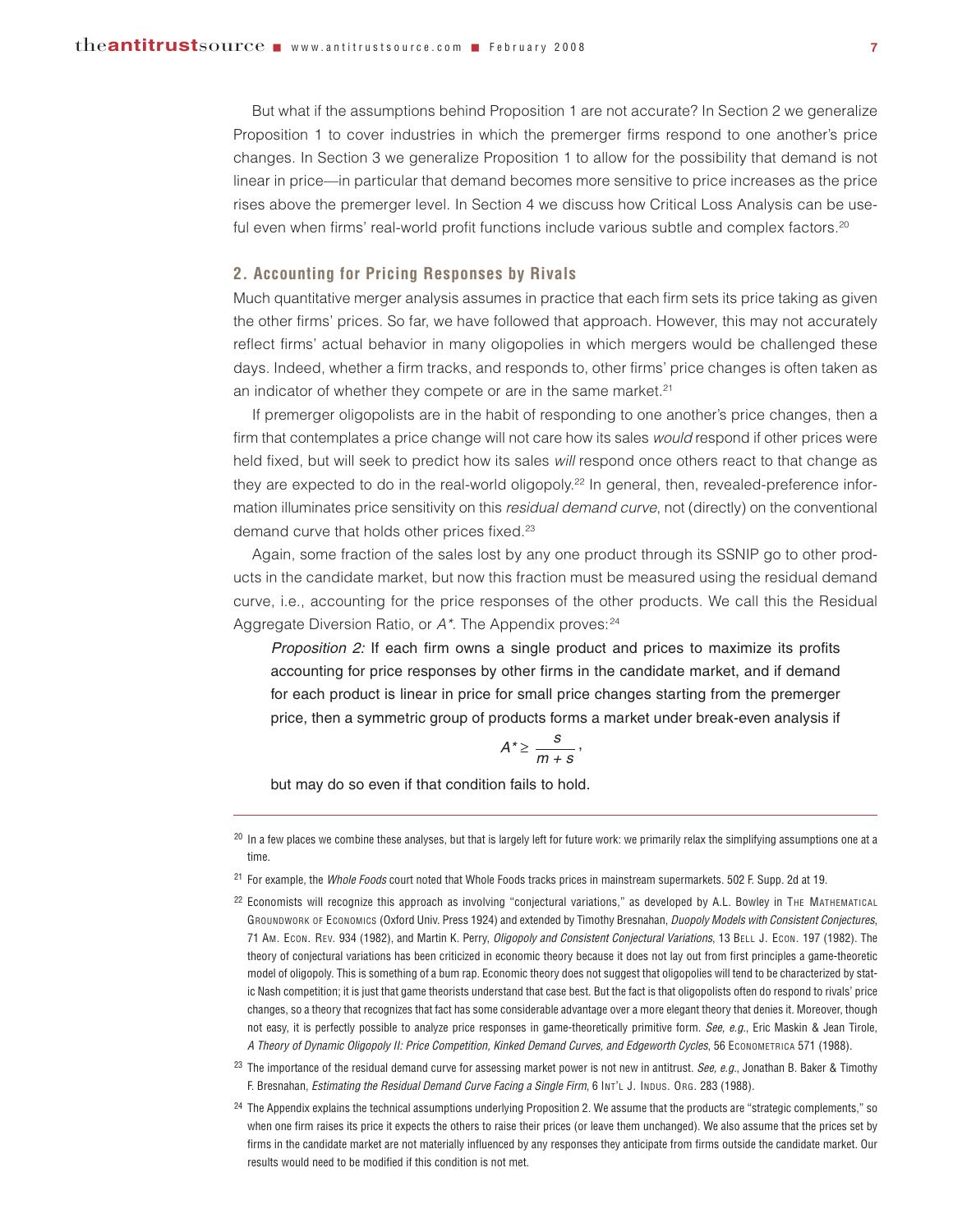But what if the assumptions behind Proposition 1 are not accurate? In Section 2 we generalize Proposition 1 to cover industries in which the premerger firms respond to one another's price changes. In Section 3 we generalize Proposition 1 to allow for the possibility that demand is not linear in price—in particular that demand becomes more sensitive to price increases as the price rises above the premerger level. In Section 4 we discuss how Critical Loss Analysis can be useful even when firms' real-world profit functions include various subtle and complex factors.[20]

## 2. Accounting for Pricing Responses by Rivals

Much quantitative merger analysis assumes in practice that each firm sets its price taking as given the other firms' prices. So far, we have followed that approach. However, this may not accurately reflect firms' actual behavior in many oligopolies in which mergers would be challenged these days. Indeed, whether a firm tracks, and responds to, other firms' price changes is often taken as an indicator of whether they compete or are in the same market.[21]

If premerger oligopolists are in the habit of responding to one another's price changes, then a firm that contemplates a price change will not care how its sales *would* respond if other prices were held fixed, but will seek to predict how its sales *will* respond once others react to that change as they are expected to do in the real-world oligopoly.[22] In general, then, revealed-preference information illuminates price sensitivity on this *residual demand curve*, not (directly) on the conventional demand curve that holds other prices fixed.[23]

Again, some fraction of the sales lost by any one product through its SSNIP go to other products in the candidate market, but now this fraction must be measured using the residual demand curve, i.e., accounting for the price responses of the other products. We call this the Residual Aggregate Diversion Ratio, or $A^*$. The Appendix proves:[24]

> *Proposition 2:* If each firm owns a single product and prices to maximize its profits accounting for price responses by other firms in the candidate market, and if demand for each product is linear in price for small price changes starting from the premerger price, then a symmetric group of products forms a market under break-even analysis if
>
> $$A^* \geq \frac{s}{m+s},$$
>
> but may do so even if that condition fails to hold.

---

[20] In a few places we combine these analyses, but that is largely left for future work: we primarily relax the simplifying assumptions one at a time.

[21] For example, the *Whole Foods* court noted that Whole Foods tracks prices in mainstream supermarkets. 502 F. Supp. 2d at 19.

[22] Economists will recognize this approach as involving "conjectural variations," as developed by A.L. Bowley in THE MATHEMATICAL GROUNDWORK OF ECONOMICS (Oxford Univ. Press 1924) and extended by Timothy Bresnahan, *Duopoly Models with Consistent Conjectures*, 71 AM. ECON. REV. 934 (1982), and Martin K. Perry, *Oligopoly and Consistent Conjectural Variations*, 13 BELL J. ECON. 197 (1982). The theory of conjectural variations has been criticized in economic theory because it does not lay out from first principles a game-theoretic model of oligopoly. This is something of a bum rap. Economic theory does not suggest that oligopolies will tend to be characterized by static Nash competition; it is just that game theorists understand that case best. But the fact is that oligopolists often do respond to rivals' price changes, so a theory that recognizes that fact has some considerable advantage over a more elegant theory that denies it. Moreover, though not easy, it is perfectly possible to analyze price responses in game-theoretically primitive form. *See, e.g.*, Eric Maskin & Jean Tirole, *A Theory of Dynamic Oligopoly II: Price Competition, Kinked Demand Curves, and Edgeworth Cycles*, 56 ECONOMETRICA 571 (1988).

[23] The importance of the residual demand curve for assessing market power is not new in antitrust. *See, e.g.*, Jonathan B. Baker & Timothy F. Bresnahan, *Estimating the Residual Demand Curve Facing a Single Firm*, 6 INT'L J. INDUS. ORG. 283 (1988).

[24] The Appendix explains the technical assumptions underlying Proposition 2. We assume that the products are "strategic complements," so when one firm raises its price it expects the others to raise their prices (or leave them unchanged). We also assume that the prices set by firms in the candidate market are not materially influenced by any responses they anticipate from firms outside the candidate market. Our results would need to be modified if this condition is not met.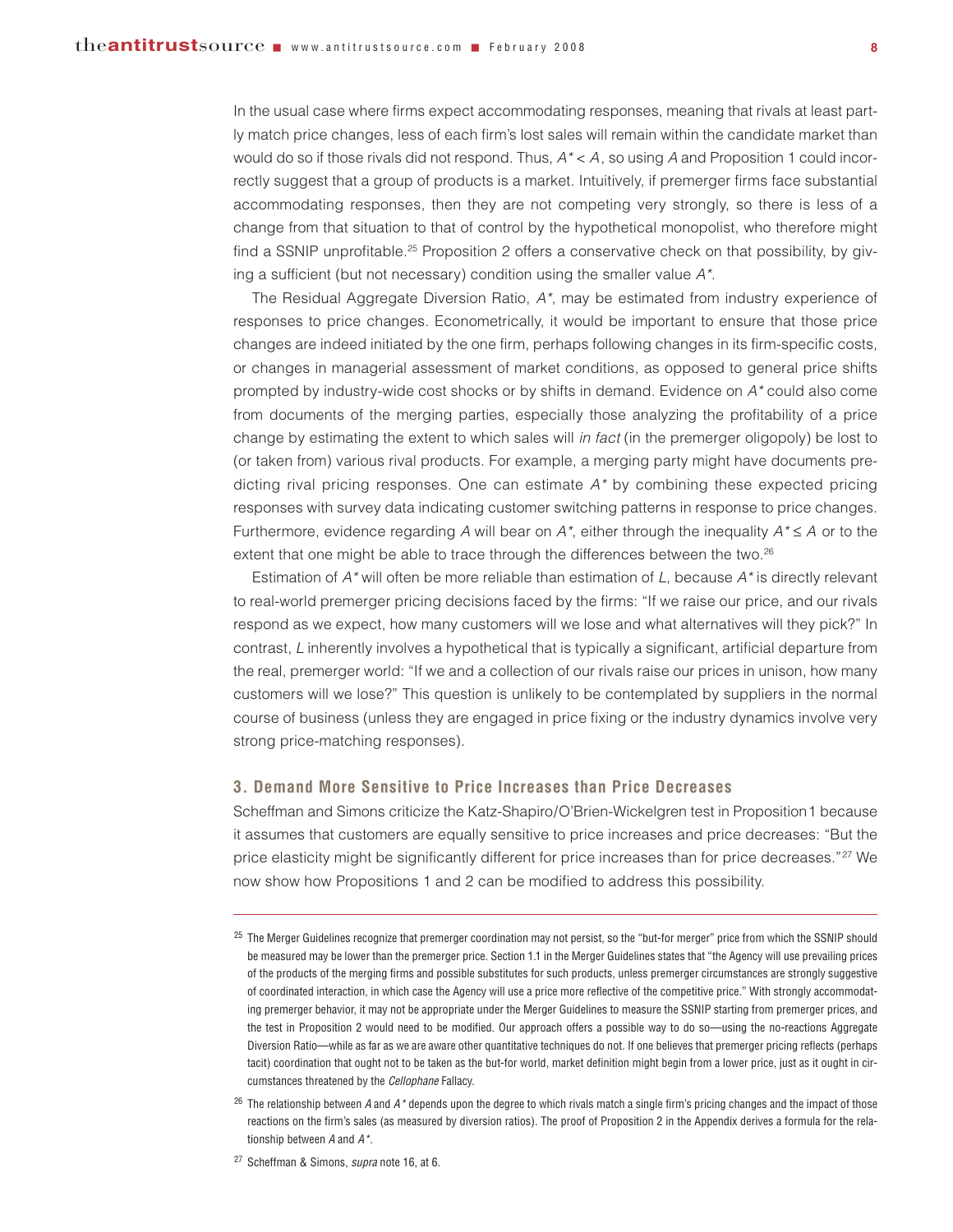In the usual case where firms expect accommodating responses, meaning that rivals at least partly match price changes, less of each firm's lost sales will remain within the candidate market than would do so if those rivals did not respond. Thus, $A^* < A$, so using $A$ and Proposition 1 could incorrectly suggest that a group of products is a market. Intuitively, if premerger firms face substantial accommodating responses, then they are not competing very strongly, so there is less of a change from that situation to that of control by the hypothetical monopolist, who therefore might find a SSNIP unprofitable.[25] Proposition 2 offers a conservative check on that possibility, by giving a sufficient (but not necessary) condition using the smaller value $A^*$.

The Residual Aggregate Diversion Ratio, $A^*$, may be estimated from industry experience of responses to price changes. Econometrically, it would be important to ensure that those price changes are indeed initiated by the one firm, perhaps following changes in its firm-specific costs, or changes in managerial assessment of market conditions, as opposed to general price shifts prompted by industry-wide cost shocks or by shifts in demand. Evidence on $A^*$ could also come from documents of the merging parties, especially those analyzing the profitability of a price change by estimating the extent to which sales will *in fact* (in the premerger oligopoly) be lost to (or taken from) various rival products. For example, a merging party might have documents predicting rival pricing responses. One can estimate $A^*$ by combining these expected pricing responses with survey data indicating customer switching patterns in response to price changes. Furthermore, evidence regarding $A$ will bear on $A^*$, either through the inequality $A^* \leq A$ or to the extent that one might be able to trace through the differences between the two.[26]

Estimation of $A^*$ will often be more reliable than estimation of $L$, because $A^*$ is directly relevant to real-world premerger pricing decisions faced by the firms: "If we raise our price, and our rivals respond as we expect, how many customers will we lose and what alternatives will they pick?" In contrast, $L$ inherently involves a hypothetical that is typically a significant, artificial departure from the real, premerger world: "If we and a collection of our rivals raise our prices in unison, how many customers will we lose?" This question is unlikely to be contemplated by suppliers in the normal course of business (unless they are engaged in price fixing or the industry dynamics involve very strong price-matching responses).

### 3. Demand More Sensitive to Price Increases than Price Decreases

Scheffman and Simons criticize the Katz-Shapiro/O'Brien-Wickelgren test in Proposition 1 because it assumes that customers are equally sensitive to price increases and price decreases: "But the price elasticity might be significantly different for price increases than for price decreases."[27] We now show how Propositions 1 and 2 can be modified to address this possibility.

---

[25] The Merger Guidelines recognize that premerger coordination may not persist, so the "but-for merger" price from which the SSNIP should be measured may be lower than the premerger price. Section 1.1 in the Merger Guidelines states that "the Agency will use prevailing prices of the products of the merging firms and possible substitutes for such products, unless premerger circumstances are strongly suggestive of coordinated interaction, in which case the Agency will use a price more reflective of the competitive price." With strongly accommodating premerger behavior, it may not be appropriate under the Merger Guidelines to measure the SSNIP starting from premerger prices, and the test in Proposition 2 would need to be modified. Our approach offers a possible way to do so—using the no-reactions Aggregate Diversion Ratio—while as far as we are aware other quantitative techniques do not. If one believes that premerger pricing reflects (perhaps tacit) coordination that ought not to be taken as the but-for world, market definition might begin from a lower price, just as it ought in circumstances threatened by the *Cellophane* Fallacy.

[26] The relationship between $A$ and $A^*$ depends upon the degree to which rivals match a single firm's pricing changes and the impact of those reactions on the firm's sales (as measured by diversion ratios). The proof of Proposition 2 in the Appendix derives a formula for the relationship between $A$ and $A^*$.

[27] Scheffman & Simons, *supra* note 16, at 6.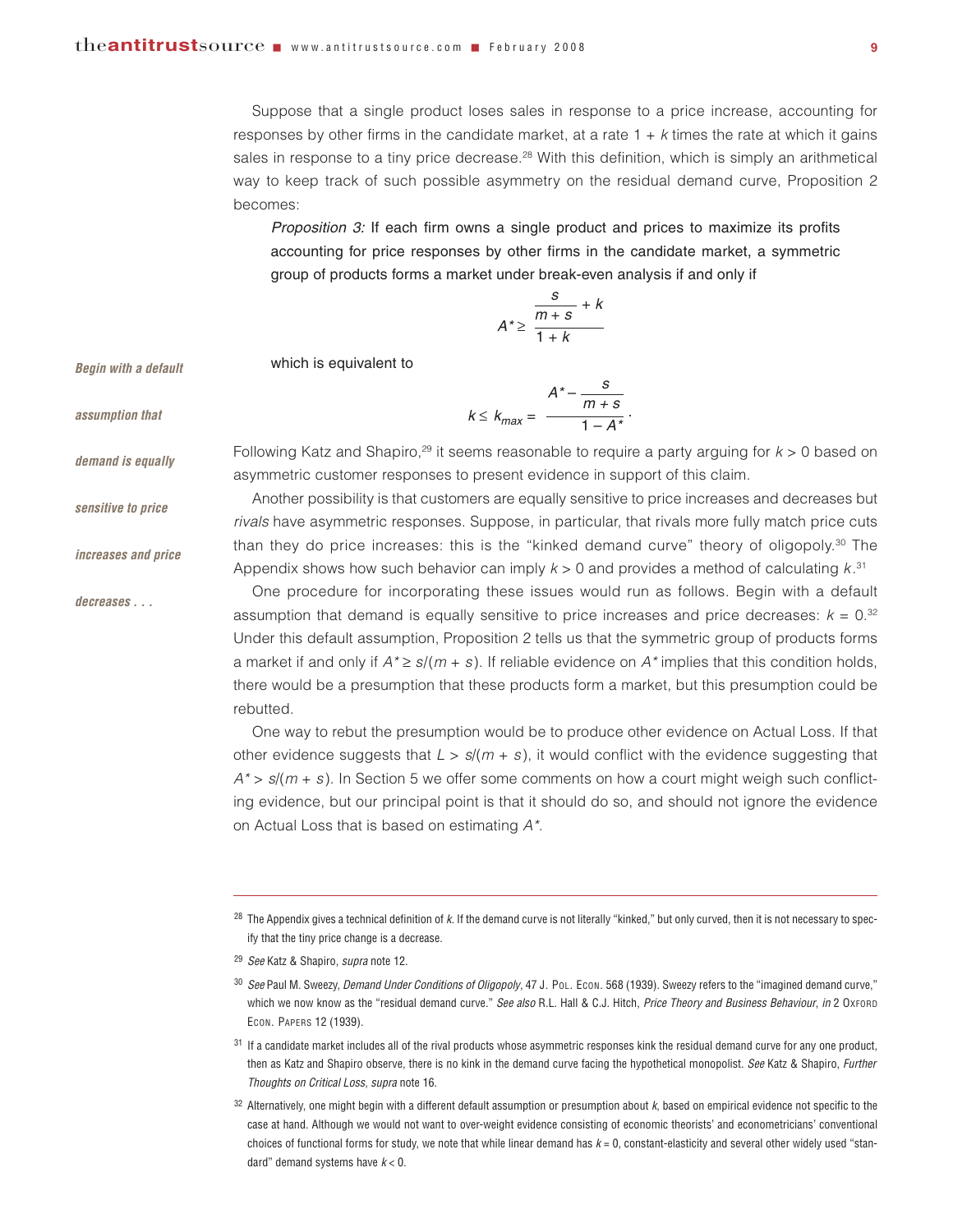Suppose that a single product loses sales in response to a price increase, accounting for responses by other firms in the candidate market, at a rate $1 + k$ times the rate at which it gains sales in response to a tiny price decrease.[28] With this definition, which is simply an arithmetical way to keep track of such possible asymmetry on the residual demand curve, Proposition 2 becomes:

> *Proposition 3:* If each firm owns a single product and prices to maximize its profits accounting for price responses by other firms in the candidate market, a symmetric group of products forms a market under break-even analysis if and only if
>
> $$A^* \geq \frac{\dfrac{s}{m+s} + k}{1 + k}$$
>
> which is equivalent to
>
> $$k \leq k_{max} = \frac{A^* - \dfrac{s}{m+s}}{1 - A^*}.$$

Following Katz and Shapiro,[29] it seems reasonable to require a party arguing for $k > 0$ based on asymmetric customer responses to present evidence in support of this claim.

Another possibility is that customers are equally sensitive to price increases and decreases but *rivals* have asymmetric responses. Suppose, in particular, that rivals more fully match price cuts than they do price increases: this is the "kinked demand curve" theory of oligopoly.[30] The Appendix shows how such behavior can imply $k > 0$ and provides a method of calculating $k$.[31]

*Begin with a default assumption that demand is equally sensitive to price increases and price decreases . . .*

One procedure for incorporating these issues would run as follows. Begin with a default assumption that demand is equally sensitive to price increases and price decreases: $k = 0$.[32] Under this default assumption, Proposition 2 tells us that the symmetric group of products forms a market if and only if $A^* \geq s/(m + s)$. If reliable evidence on $A^*$ implies that this condition holds, there would be a presumption that these products form a market, but this presumption could be rebutted.

One way to rebut the presumption would be to produce other evidence on Actual Loss. If that other evidence suggests that $L > s/(m + s)$, it would conflict with the evidence suggesting that $A^* > s/(m + s)$. In Section 5 we offer some comments on how a court might weigh such conflicting evidence, but our principal point is that it should do so, and should not ignore the evidence on Actual Loss that is based on estimating $A^*$.

---

[28] The Appendix gives a technical definition of $k$. If the demand curve is not literally "kinked," but only curved, then it is not necessary to specify that the tiny price change is a decrease.

[29] *See* Katz & Shapiro, *supra* note 12.

[30] *See* Paul M. Sweezy, *Demand Under Conditions of Oligopoly*, 47 J. Pol. Econ. 568 (1939). Sweezy refers to the "imagined demand curve," which we now know as the "residual demand curve." *See also* R.L. Hall & C.J. Hitch, *Price Theory and Business Behaviour*, *in* 2 Oxford Econ. Papers 12 (1939).

[31] If a candidate market includes all of the rival products whose asymmetric responses kink the residual demand curve for any one product, then as Katz and Shapiro observe, there is no kink in the demand curve facing the hypothetical monopolist. *See* Katz & Shapiro, *Further Thoughts on Critical Loss*, *supra* note 16.

[32] Alternatively, one might begin with a different default assumption or presumption about $k$, based on empirical evidence not specific to the case at hand. Although we would not want to over-weight evidence consisting of economic theorists' and econometricians' conventional choices of functional forms for study, we note that while linear demand has $k = 0$, constant-elasticity and several other widely used "standard" demand systems have $k < 0$.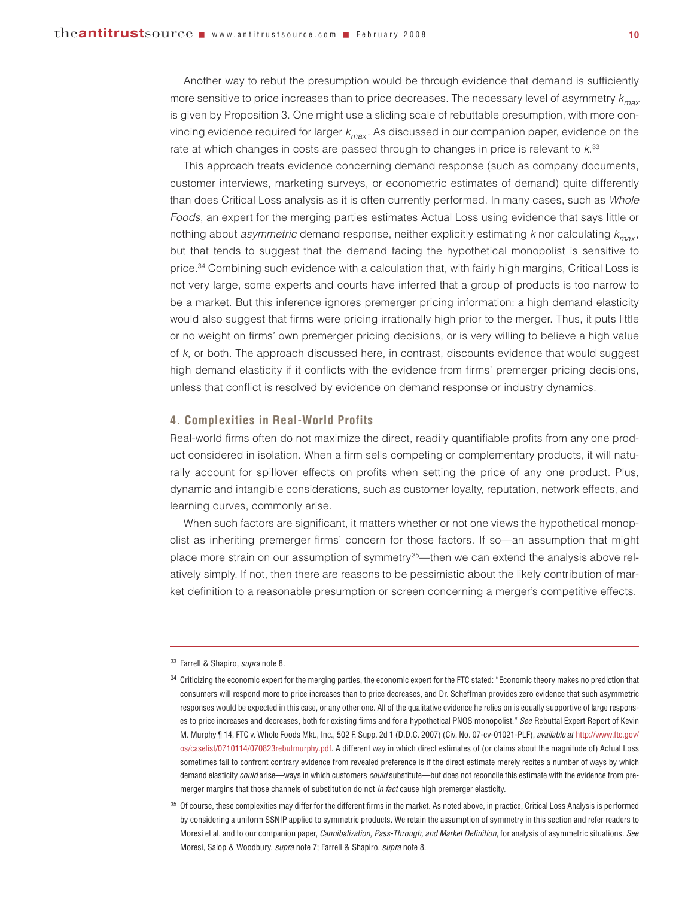Another way to rebut the presumption would be through evidence that demand is sufficiently more sensitive to price increases than to price decreases. The necessary level of asymmetry $k_{max}$ is given by Proposition 3. One might use a sliding scale of rebuttable presumption, with more convincing evidence required for larger $k_{max}$. As discussed in our companion paper, evidence on the rate at which changes in costs are passed through to changes in price is relevant to $k$.[33]

This approach treats evidence concerning demand response (such as company documents, customer interviews, marketing surveys, or econometric estimates of demand) quite differently than does Critical Loss analysis as it is often currently performed. In many cases, such as *Whole Foods*, an expert for the merging parties estimates Actual Loss using evidence that says little or nothing about *asymmetric* demand response, neither explicitly estimating $k$ nor calculating $k_{max}$, but that tends to suggest that the demand facing the hypothetical monopolist is sensitive to price.[34] Combining such evidence with a calculation that, with fairly high margins, Critical Loss is not very large, some experts and courts have inferred that a group of products is too narrow to be a market. But this inference ignores premerger pricing information: a high demand elasticity would also suggest that firms were pricing irrationally high prior to the merger. Thus, it puts little or no weight on firms' own premerger pricing decisions, or is very willing to believe a high value of $k$, or both. The approach discussed here, in contrast, discounts evidence that would suggest high demand elasticity if it conflicts with the evidence from firms' premerger pricing decisions, unless that conflict is resolved by evidence on demand response or industry dynamics.

### 4. Complexities in Real-World Profits

Real-world firms often do not maximize the direct, readily quantifiable profits from any one product considered in isolation. When a firm sells competing or complementary products, it will naturally account for spillover effects on profits when setting the price of any one product. Plus, dynamic and intangible considerations, such as customer loyalty, reputation, network effects, and learning curves, commonly arise.

When such factors are significant, it matters whether or not one views the hypothetical monopolist as inheriting premerger firms' concern for those factors. If so—an assumption that might place more strain on our assumption of symmetry[35]—then we can extend the analysis above relatively simply. If not, then there are reasons to be pessimistic about the likely contribution of market definition to a reasonable presumption or screen concerning a merger's competitive effects.

---

[33] Farrell & Shapiro, *supra* note 8.

[34] Criticizing the economic expert for the merging parties, the economic expert for the FTC stated: "Economic theory makes no prediction that consumers will respond more to price increases than to price decreases, and Dr. Scheffman provides zero evidence that such asymmetric responses would be expected in this case, or any other one. All of the qualitative evidence he relies on is equally supportive of large responses to price increases and decreases, both for existing firms and for a hypothetical PNOS monopolist." *See* Rebuttal Expert Report of Kevin M. Murphy ¶ 14, FTC v. Whole Foods Mkt., Inc., 502 F. Supp. 2d 1 (D.D.C. 2007) (Civ. No. 07-cv-01021-PLF), *available at* http://www.ftc.gov/os/caselist/0710114/070823rebutmurphy.pdf. A different way in which direct estimates of (or claims about the magnitude of) Actual Loss sometimes fail to confront contrary evidence from revealed preference is if the direct estimate merely recites a number of ways by which demand elasticity *could* arise—ways in which customers *could* substitute—but does not reconcile this estimate with the evidence from premerger margins that those channels of substitution do not *in fact* cause high premerger elasticity.

[35] Of course, these complexities may differ for the different firms in the market. As noted above, in practice, Critical Loss Analysis is performed by considering a uniform SSNIP applied to symmetric products. We retain the assumption of symmetry in this section and refer readers to Moresi et al. and to our companion paper, *Cannibalization, Pass-Through, and Market Definition*, for analysis of asymmetric situations. *See* Moresi, Salop & Woodbury, *supra* note 7; Farrell & Shapiro, *supra* note 8.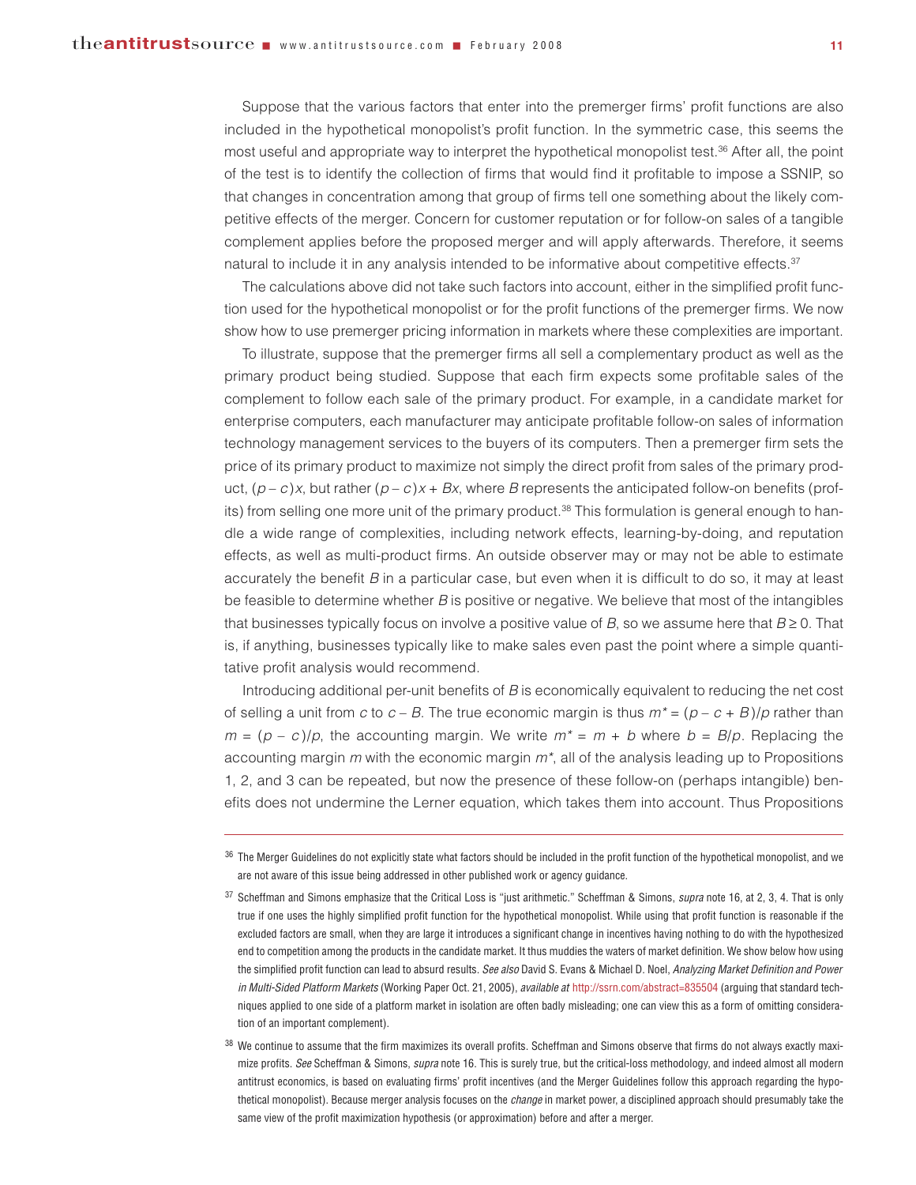Suppose that the various factors that enter into the premerger firms' profit functions are also included in the hypothetical monopolist's profit function. In the symmetric case, this seems the most useful and appropriate way to interpret the hypothetical monopolist test.[36] After all, the point of the test is to identify the collection of firms that would find it profitable to impose a SSNIP, so that changes in concentration among that group of firms tell one something about the likely competitive effects of the merger. Concern for customer reputation or for follow-on sales of a tangible complement applies before the proposed merger and will apply afterwards. Therefore, it seems natural to include it in any analysis intended to be informative about competitive effects.[37]

The calculations above did not take such factors into account, either in the simplified profit function used for the hypothetical monopolist or for the profit functions of the premerger firms. We now show how to use premerger pricing information in markets where these complexities are important.

To illustrate, suppose that the premerger firms all sell a complementary product as well as the primary product being studied. Suppose that each firm expects some profitable sales of the complement to follow each sale of the primary product. For example, in a candidate market for enterprise computers, each manufacturer may anticipate profitable follow-on sales of information technology management services to the buyers of its computers. Then a premerger firm sets the price of its primary product to maximize not simply the direct profit from sales of the primary product, $(p - c)x$, but rather $(p - c)x + Bx$, where $B$ represents the anticipated follow-on benefits (profits) from selling one more unit of the primary product.[38] This formulation is general enough to handle a wide range of complexities, including network effects, learning-by-doing, and reputation effects, as well as multi-product firms. An outside observer may or may not be able to estimate accurately the benefit $B$ in a particular case, but even when it is difficult to do so, it may at least be feasible to determine whether $B$ is positive or negative. We believe that most of the intangibles that businesses typically focus on involve a positive value of $B$, so we assume here that $B \geq 0$. That is, if anything, businesses typically like to make sales even past the point where a simple quantitative profit analysis would recommend.

Introducing additional per-unit benefits of $B$ is economically equivalent to reducing the net cost of selling a unit from $c$ to $c - B$. The true economic margin is thus $m^* = (p - c + B)/p$ rather than $m = (p - c)/p$, the accounting margin. We write $m^* = m + b$ where $b = B/p$. Replacing the accounting margin $m$ with the economic margin $m^*$, all of the analysis leading up to Propositions 1, 2, and 3 can be repeated, but now the presence of these follow-on (perhaps intangible) benefits does not undermine the Lerner equation, which takes them into account. Thus Propositions

---

[36] The Merger Guidelines do not explicitly state what factors should be included in the profit function of the hypothetical monopolist, and we are not aware of this issue being addressed in other published work or agency guidance.

[37] Scheffman and Simons emphasize that the Critical Loss is "just arithmetic." Scheffman & Simons, *supra* note 16, at 2, 3, 4. That is only true if one uses the highly simplified profit function for the hypothetical monopolist. While using that profit function is reasonable if the excluded factors are small, when they are large it introduces a significant change in incentives having nothing to do with the hypothesized end to competition among the products in the candidate market. It thus muddies the waters of market definition. We show below how using the simplified profit function can lead to absurd results. *See also* David S. Evans & Michael D. Noel, *Analyzing Market Definition and Power in Multi-Sided Platform Markets* (Working Paper Oct. 21, 2005), *available at* http://ssrn.com/abstract=835504 (arguing that standard techniques applied to one side of a platform market in isolation are often badly misleading; one can view this as a form of omitting consideration of an important complement).

[38] We continue to assume that the firm maximizes its overall profits. Scheffman and Simons observe that firms do not always exactly maximize profits. *See* Scheffman & Simons, *supra* note 16. This is surely true, but the critical-loss methodology, and indeed almost all modern antitrust economics, is based on evaluating firms' profit incentives (and the Merger Guidelines follow this approach regarding the hypothetical monopolist). Because merger analysis focuses on the *change* in market power, a disciplined approach should presumably take the same view of the profit maximization hypothesis (or approximation) before and after a merger.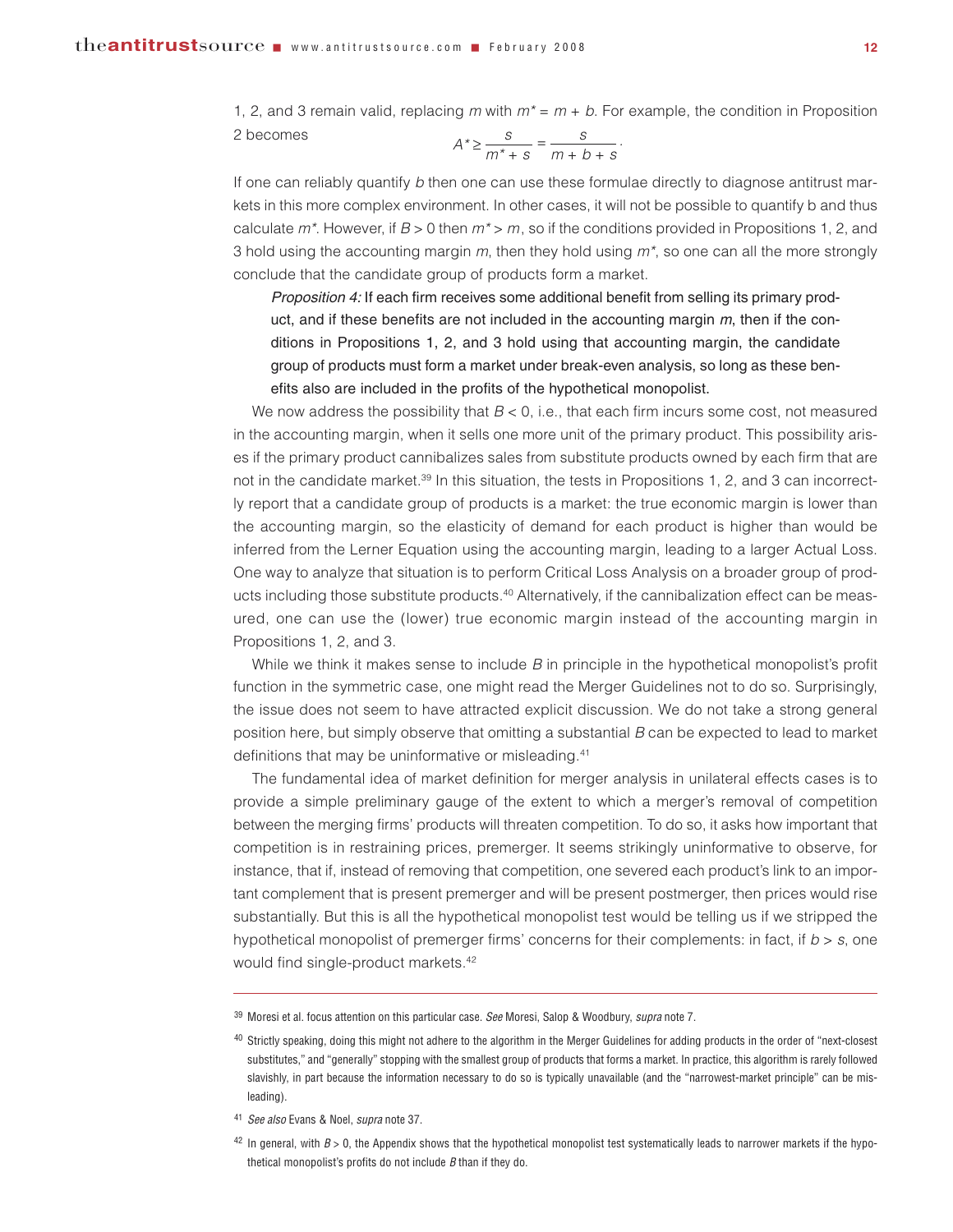1, 2, and 3 remain valid, replacing $m$ with $m^* = m + b$. For example, the condition in Proposition 2 becomes

$$A^* \geq \frac{s}{m^* + s} = \frac{s}{m + b + s}.$$

If one can reliably quantify $b$ then one can use these formulae directly to diagnose antitrust markets in this more complex environment. In other cases, it will not be possible to quantify b and thus calculate $m^*$. However, if $B > 0$ then $m^* > m$, so if the conditions provided in Propositions 1, 2, and 3 hold using the accounting margin $m$, then they hold using $m^*$, so one can all the more strongly conclude that the candidate group of products form a market.

> *Proposition 4:* If each firm receives some additional benefit from selling its primary product, and if these benefits are not included in the accounting margin $m$, then if the conditions in Propositions 1, 2, and 3 hold using that accounting margin, the candidate group of products must form a market under break-even analysis, so long as these benefits also are included in the profits of the hypothetical monopolist.

We now address the possibility that $B < 0$, i.e., that each firm incurs some cost, not measured in the accounting margin, when it sells one more unit of the primary product. This possibility arises if the primary product cannibalizes sales from substitute products owned by each firm that are not in the candidate market.[39] In this situation, the tests in Propositions 1, 2, and 3 can incorrectly report that a candidate group of products is a market: the true economic margin is lower than the accounting margin, so the elasticity of demand for each product is higher than would be inferred from the Lerner Equation using the accounting margin, leading to a larger Actual Loss. One way to analyze that situation is to perform Critical Loss Analysis on a broader group of products including those substitute products.[40] Alternatively, if the cannibalization effect can be measured, one can use the (lower) true economic margin instead of the accounting margin in Propositions 1, 2, and 3.

While we think it makes sense to include $B$ in principle in the hypothetical monopolist's profit function in the symmetric case, one might read the Merger Guidelines not to do so. Surprisingly, the issue does not seem to have attracted explicit discussion. We do not take a strong general position here, but simply observe that omitting a substantial $B$ can be expected to lead to market definitions that may be uninformative or misleading.[41]

The fundamental idea of market definition for merger analysis in unilateral effects cases is to provide a simple preliminary gauge of the extent to which a merger's removal of competition between the merging firms' products will threaten competition. To do so, it asks how important that competition is in restraining prices, premerger. It seems strikingly uninformative to observe, for instance, that if, instead of removing that competition, one severed each product's link to an important complement that is present premerger and will be present postmerger, then prices would rise substantially. But this is all the hypothetical monopolist test would be telling us if we stripped the hypothetical monopolist of premerger firms' concerns for their complements: in fact, if $b > s$, one would find single-product markets.[42]

---

[39] Moresi et al. focus attention on this particular case. *See* Moresi, Salop & Woodbury, *supra* note 7.

[40] Strictly speaking, doing this might not adhere to the algorithm in the Merger Guidelines for adding products in the order of "next-closest substitutes," and "generally" stopping with the smallest group of products that forms a market. In practice, this algorithm is rarely followed slavishly, in part because the information necessary to do so is typically unavailable (and the "narrowest-market principle" can be misleading).

[41] *See also* Evans & Noel, *supra* note 37.

[42] In general, with $B > 0$, the Appendix shows that the hypothetical monopolist test systematically leads to narrower markets if the hypothetical monopolist's profits do not include $B$ than if they do.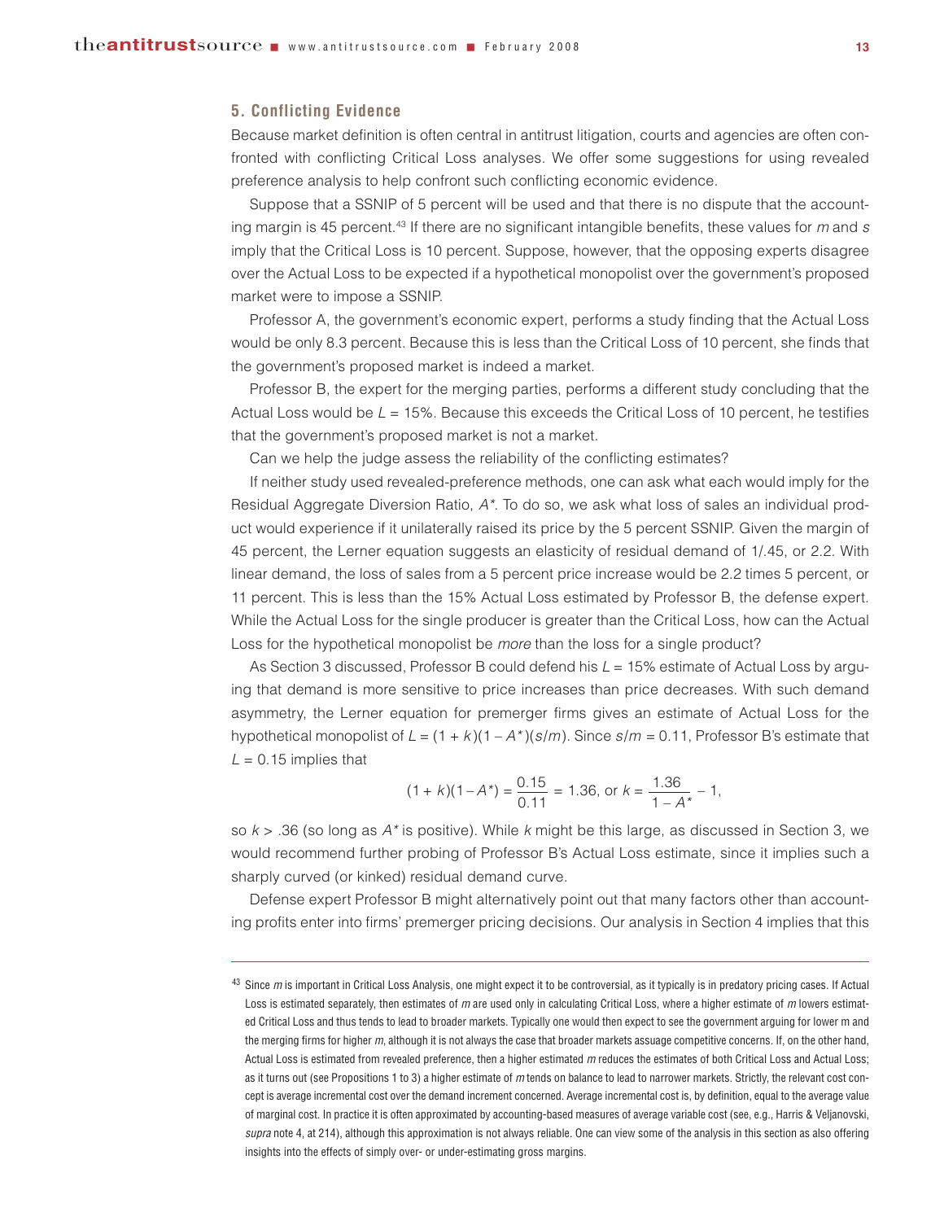### 5. Conflicting Evidence

Because market definition is often central in antitrust litigation, courts and agencies are often confronted with conflicting Critical Loss analyses. We offer some suggestions for using revealed preference analysis to help confront such conflicting economic evidence.

Suppose that a SSNIP of 5 percent will be used and that there is no dispute that the accounting margin is 45 percent.[43] If there are no significant intangible benefits, these values for $m$ and $s$ imply that the Critical Loss is 10 percent. Suppose, however, that the opposing experts disagree over the Actual Loss to be expected if a hypothetical monopolist over the government's proposed market were to impose a SSNIP.

Professor A, the government's economic expert, performs a study finding that the Actual Loss would be only 8.3 percent. Because this is less than the Critical Loss of 10 percent, she finds that the government's proposed market is indeed a market.

Professor B, the expert for the merging parties, performs a different study concluding that the Actual Loss would be $L = 15\%$. Because this exceeds the Critical Loss of 10 percent, he testifies that the government's proposed market is not a market.

Can we help the judge assess the reliability of the conflicting estimates?

If neither study used revealed-preference methods, one can ask what each would imply for the Residual Aggregate Diversion Ratio, $A^*$. To do so, we ask what loss of sales an individual product would experience if it unilaterally raised its price by the 5 percent SSNIP. Given the margin of 45 percent, the Lerner equation suggests an elasticity of residual demand of 1/.45, or 2.2. With linear demand, the loss of sales from a 5 percent price increase would be 2.2 times 5 percent, or 11 percent. This is less than the 15% Actual Loss estimated by Professor B, the defense expert. While the Actual Loss for the single producer is greater than the Critical Loss, how can the Actual Loss for the hypothetical monopolist be *more* than the loss for a single product?

As Section 3 discussed, Professor B could defend his $L = 15\%$ estimate of Actual Loss by arguing that demand is more sensitive to price increases than price decreases. With such demand asymmetry, the Lerner equation for premerger firms gives an estimate of Actual Loss for the hypothetical monopolist of $L = (1 + k)(1 - A^*)(s/m)$. Since $s/m = 0.11$, Professor B's estimate that $L = 0.15$ implies that

$$(1 + k)(1 - A^*) = \frac{0.15}{0.11} = 1.36, \text{ or } k = \frac{1.36}{1 - A^*} - 1,$$

so $k > .36$ (so long as $A^*$ is positive). While $k$ might be this large, as discussed in Section 3, we would recommend further probing of Professor B's Actual Loss estimate, since it implies such a sharply curved (or kinked) residual demand curve.

Defense expert Professor B might alternatively point out that many factors other than accounting profits enter into firms' premerger pricing decisions. Our analysis in Section 4 implies that this

---

[43] Since $m$ is important in Critical Loss Analysis, one might expect it to be controversial, as it typically is in predatory pricing cases. If Actual Loss is estimated separately, then estimates of $m$ are used only in calculating Critical Loss, where a higher estimate of $m$ lowers estimated Critical Loss and thus tends to lead to broader markets. Typically one would then expect to see the government arguing for lower m and the merging firms for higher $m$, although it is not always the case that broader markets assuage competitive concerns. If, on the other hand, Actual Loss is estimated from revealed preference, then a higher estimated $m$ reduces the estimates of both Critical Loss and Actual Loss; as it turns out (see Propositions 1 to 3) a higher estimate of $m$ tends on balance to lead to narrower markets. Strictly, the relevant cost concept is average incremental cost over the demand increment concerned. Average incremental cost is, by definition, equal to the average value of marginal cost. In practice it is often approximated by accounting-based measures of average variable cost (see, e.g., Harris & Veljanovski, *supra* note 4, at 214), although this approximation is not always reliable. One can view some of the analysis in this section as also offering insights into the effects of simply over- or under-estimating gross margins.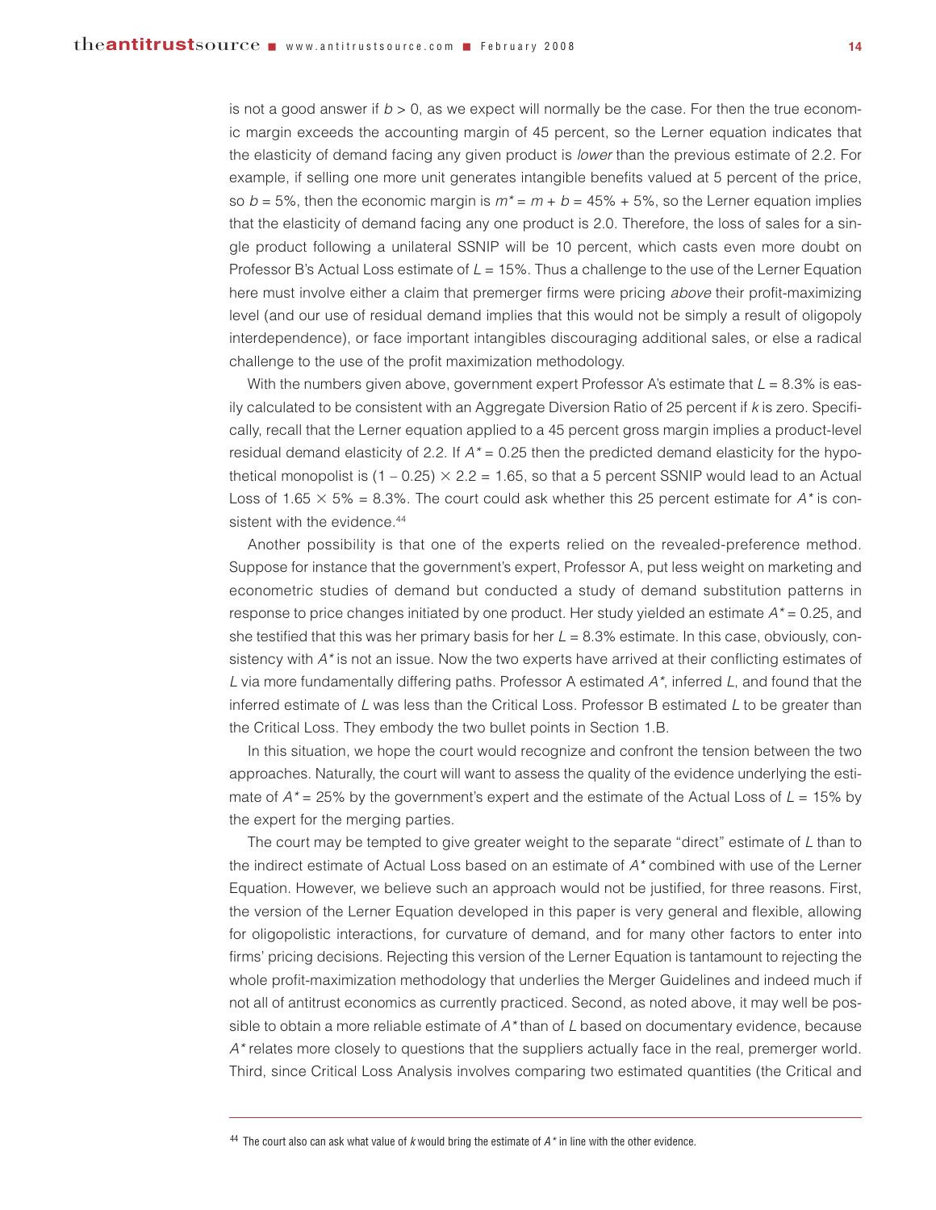is not a good answer if $b > 0$, as we expect will normally be the case. For then the true economic margin exceeds the accounting margin of 45 percent, so the Lerner equation indicates that the elasticity of demand facing any given product is *lower* than the previous estimate of 2.2. For example, if selling one more unit generates intangible benefits valued at 5 percent of the price, so $b = 5\%$, then the economic margin is $m^* = m + b = 45\% + 5\%$, so the Lerner equation implies that the elasticity of demand facing any one product is 2.0. Therefore, the loss of sales for a single product following a unilateral SSNIP will be 10 percent, which casts even more doubt on Professor B's Actual Loss estimate of $L = 15\%$. Thus a challenge to the use of the Lerner Equation here must involve either a claim that premerger firms were pricing *above* their profit-maximizing level (and our use of residual demand implies that this would not be simply a result of oligopoly interdependence), or face important intangibles discouraging additional sales, or else a radical challenge to the use of the profit maximization methodology.

With the numbers given above, government expert Professor A's estimate that $L = 8.3\%$ is easily calculated to be consistent with an Aggregate Diversion Ratio of 25 percent if $k$ is zero. Specifically, recall that the Lerner equation applied to a 45 percent gross margin implies a product-level residual demand elasticity of 2.2. If $A^* = 0.25$ then the predicted demand elasticity for the hypothetical monopolist is $(1 - 0.25) \times 2.2 = 1.65$, so that a 5 percent SSNIP would lead to an Actual Loss of $1.65 \times 5\% = 8.3\%$. The court could ask whether this 25 percent estimate for $A^*$ is consistent with the evidence.[44]

Another possibility is that one of the experts relied on the revealed-preference method. Suppose for instance that the government's expert, Professor A, put less weight on marketing and econometric studies of demand but conducted a study of demand substitution patterns in response to price changes initiated by one product. Her study yielded an estimate $A^* = 0.25$, and she testified that this was her primary basis for her $L = 8.3\%$ estimate. In this case, obviously, consistency with $A^*$ is not an issue. Now the two experts have arrived at their conflicting estimates of $L$ via more fundamentally differing paths. Professor A estimated $A^*$, inferred $L$, and found that the inferred estimate of $L$ was less than the Critical Loss. Professor B estimated $L$ to be greater than the Critical Loss. They embody the two bullet points in Section 1.B.

In this situation, we hope the court would recognize and confront the tension between the two approaches. Naturally, the court will want to assess the quality of the evidence underlying the estimate of $A^* = 25\%$ by the government's expert and the estimate of the Actual Loss of $L = 15\%$ by the expert for the merging parties.

The court may be tempted to give greater weight to the separate "direct" estimate of $L$ than to the indirect estimate of Actual Loss based on an estimate of $A^*$ combined with use of the Lerner Equation. However, we believe such an approach would not be justified, for three reasons. First, the version of the Lerner Equation developed in this paper is very general and flexible, allowing for oligopolistic interactions, for curvature of demand, and for many other factors to enter into firms' pricing decisions. Rejecting this version of the Lerner Equation is tantamount to rejecting the whole profit-maximization methodology that underlies the Merger Guidelines and indeed much if not all of antitrust economics as currently practiced. Second, as noted above, it may well be possible to obtain a more reliable estimate of $A^*$ than of $L$ based on documentary evidence, because $A^*$ relates more closely to questions that the suppliers actually face in the real, premerger world. Third, since Critical Loss Analysis involves comparing two estimated quantities (the Critical and

---

[44] The court also can ask what value of $k$ would bring the estimate of $A^*$ in line with the other evidence.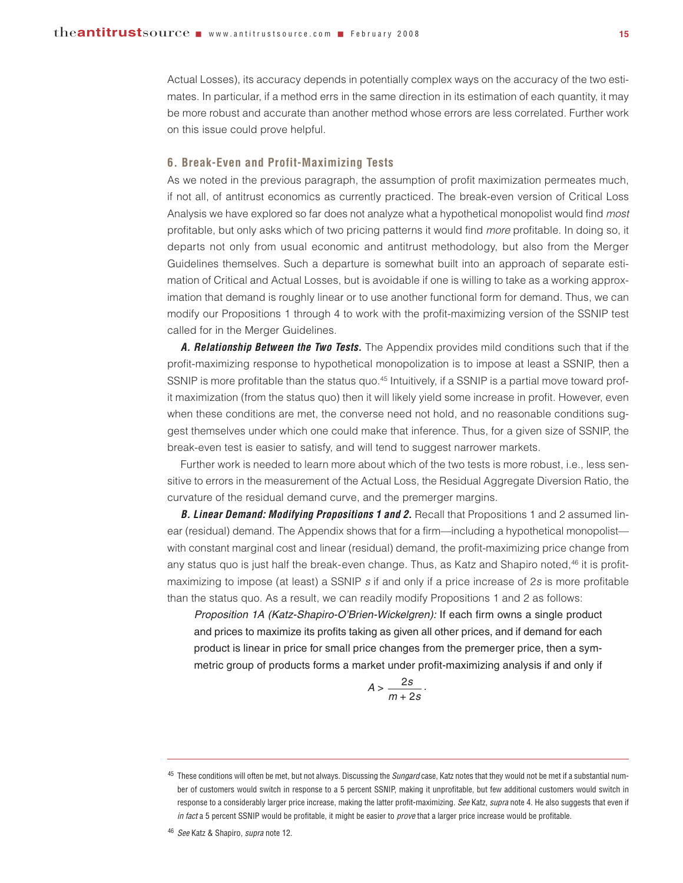Actual Losses), its accuracy depends in potentially complex ways on the accuracy of the two estimates. In particular, if a method errs in the same direction in its estimation of each quantity, it may be more robust and accurate than another method whose errors are less correlated. Further work on this issue could prove helpful.

### 6. Break-Even and Profit-Maximizing Tests

As we noted in the previous paragraph, the assumption of profit maximization permeates much, if not all, of antitrust economics as currently practiced. The break-even version of Critical Loss Analysis we have explored so far does not analyze what a hypothetical monopolist would find *most* profitable, but only asks which of two pricing patterns it would find *more* profitable. In doing so, it departs not only from usual economic and antitrust methodology, but also from the Merger Guidelines themselves. Such a departure is somewhat built into an approach of separate estimation of Critical and Actual Losses, but is avoidable if one is willing to take as a working approximation that demand is roughly linear or to use another functional form for demand. Thus, we can modify our Propositions 1 through 4 to work with the profit-maximizing version of the SSNIP test called for in the Merger Guidelines.

***A. Relationship Between the Two Tests.*** The Appendix provides mild conditions such that if the profit-maximizing response to hypothetical monopolization is to impose at least a SSNIP, then a SSNIP is more profitable than the status quo.[45] Intuitively, if a SSNIP is a partial move toward profit maximization (from the status quo) then it will likely yield some increase in profit. However, even when these conditions are met, the converse need not hold, and no reasonable conditions suggest themselves under which one could make that inference. Thus, for a given size of SSNIP, the break-even test is easier to satisfy, and will tend to suggest narrower markets.

Further work is needed to learn more about which of the two tests is more robust, i.e., less sensitive to errors in the measurement of the Actual Loss, the Residual Aggregate Diversion Ratio, the curvature of the residual demand curve, and the premerger margins.

***B. Linear Demand: Modifying Propositions 1 and 2.*** Recall that Propositions 1 and 2 assumed linear (residual) demand. The Appendix shows that for a firm—including a hypothetical monopolist—with constant marginal cost and linear (residual) demand, the profit-maximizing price change from any status quo is just half the break-even change. Thus, as Katz and Shapiro noted,[46] it is profit-maximizing to impose (at least) a SSNIP $s$ if and only if a price increase of $2s$ is more profitable than the status quo. As a result, we can readily modify Propositions 1 and 2 as follows:

> *Proposition 1A (Katz-Shapiro-O'Brien-Wickelgren):* If each firm owns a single product and prices to maximize its profits taking as given all other prices, and if demand for each product is linear in price for small price changes from the premerger price, then a symmetric group of products forms a market under profit-maximizing analysis if and only if
>
> $$A > \frac{2s}{m + 2s}.$$

---

[45] These conditions will often be met, but not always. Discussing the *Sungard* case, Katz notes that they would not be met if a substantial number of customers would switch in response to a 5 percent SSNIP, making it unprofitable, but few additional customers would switch in response to a considerably larger price increase, making the latter profit-maximizing. *See* Katz, *supra* note 4. He also suggests that even if *in fact* a 5 percent SSNIP would be profitable, it might be easier to *prove* that a larger price increase would be profitable.

[46] *See* Katz & Shapiro, *supra* note 12.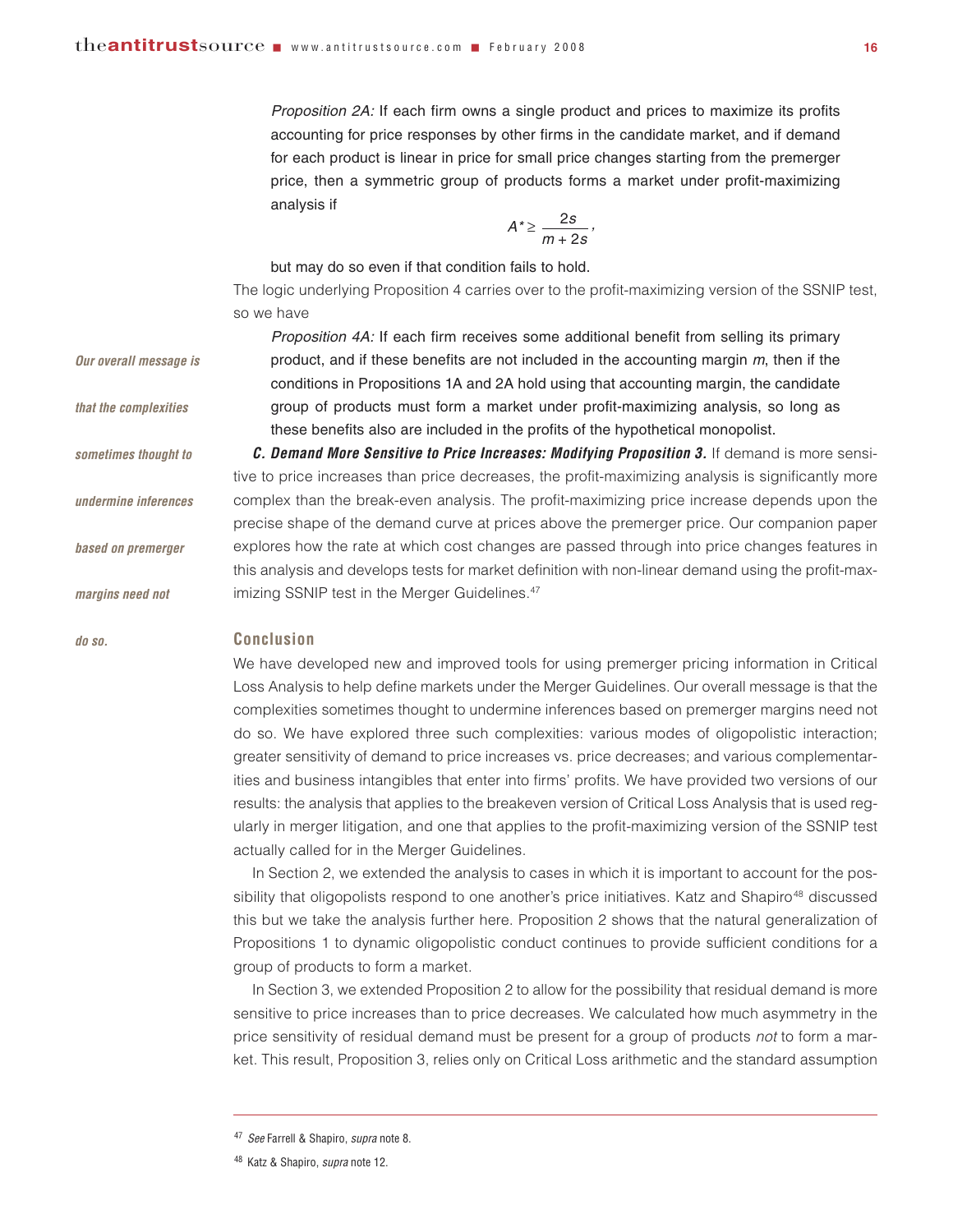*Proposition 2A:* If each firm owns a single product and prices to maximize its profits accounting for price responses by other firms in the candidate market, and if demand for each product is linear in price for small price changes starting from the premerger price, then a symmetric group of products forms a market under profit-maximizing analysis if

$$A^* \geq \frac{2s}{m + 2s},$$

but may do so even if that condition fails to hold.

The logic underlying Proposition 4 carries over to the profit-maximizing version of the SSNIP test, so we have

*Proposition 4A:* If each firm receives some additional benefit from selling its primary product, and if these benefits are not included in the accounting margin $m$, then if the conditions in Propositions 1A and 2A hold using that accounting margin, the candidate group of products must form a market under profit-maximizing analysis, so long as these benefits also are included in the profits of the hypothetical monopolist.

***Our overall message is that the complexities sometimes thought to undermine inferences based on premerger margins need not do so.***

***C. Demand More Sensitive to Price Increases: Modifying Proposition 3.*** If demand is more sensitive to price increases than price decreases, the profit-maximizing analysis is significantly more complex than the break-even analysis. The profit-maximizing price increase depends upon the precise shape of the demand curve at prices above the premerger price. Our companion paper explores how the rate at which cost changes are passed through into price changes features in this analysis and develops tests for market definition with non-linear demand using the profit-maximizing SSNIP test in the Merger Guidelines.[47]

## Conclusion

We have developed new and improved tools for using premerger pricing information in Critical Loss Analysis to help define markets under the Merger Guidelines. Our overall message is that the complexities sometimes thought to undermine inferences based on premerger margins need not do so. We have explored three such complexities: various modes of oligopolistic interaction; greater sensitivity of demand to price increases vs. price decreases; and various complementarities and business intangibles that enter into firms' profits. We have provided two versions of our results: the analysis that applies to the breakeven version of Critical Loss Analysis that is used regularly in merger litigation, and one that applies to the profit-maximizing version of the SSNIP test actually called for in the Merger Guidelines.

In Section 2, we extended the analysis to cases in which it is important to account for the possibility that oligopolists respond to one another's price initiatives. Katz and Shapiro[48] discussed this but we take the analysis further here. Proposition 2 shows that the natural generalization of Propositions 1 to dynamic oligopolistic conduct continues to provide sufficient conditions for a group of products to form a market.

In Section 3, we extended Proposition 2 to allow for the possibility that residual demand is more sensitive to price increases than to price decreases. We calculated how much asymmetry in the price sensitivity of residual demand must be present for a group of products *not* to form a market. This result, Proposition 3, relies only on Critical Loss arithmetic and the standard assumption

---

[47] *See* Farrell & Shapiro, *supra* note 8.

[48] Katz & Shapiro, *supra* note 12.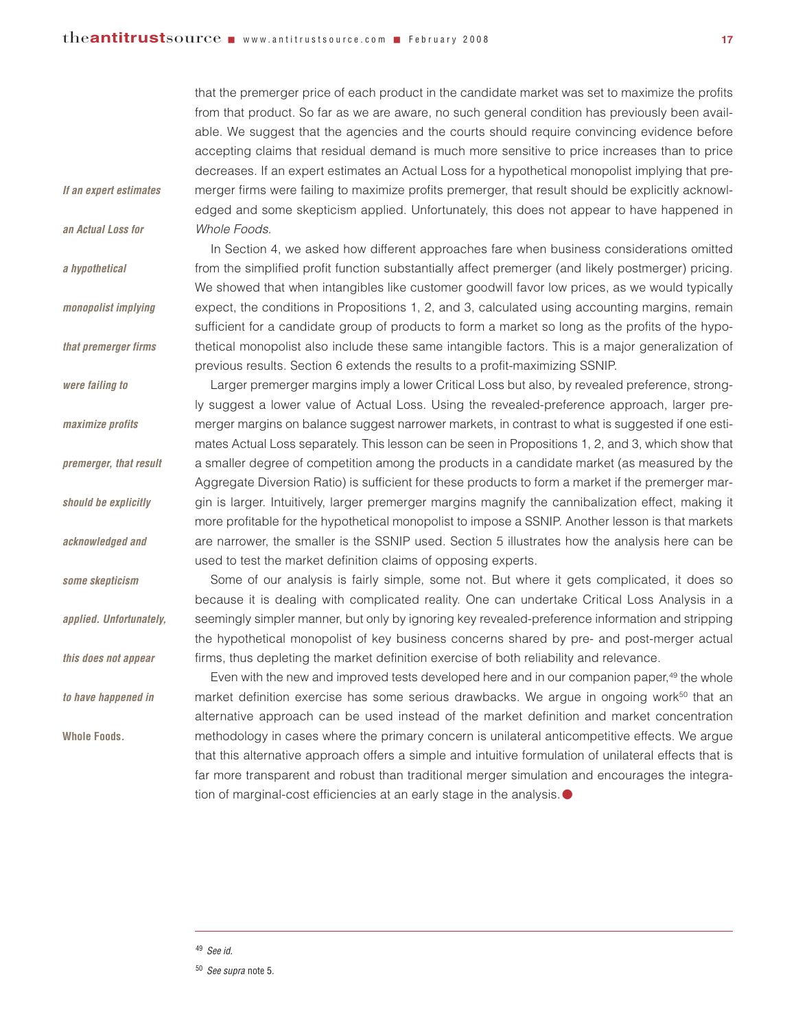that the premerger price of each product in the candidate market was set to maximize the profits from that product. So far as we are aware, no such general condition has previously been available. We suggest that the agencies and the courts should require convincing evidence before accepting claims that residual demand is much more sensitive to price increases than to price decreases. If an expert estimates an Actual Loss for a hypothetical monopolist implying that premerger firms were failing to maximize profits premerger, that result should be explicitly acknowledged and some skepticism applied. Unfortunately, this does not appear to have happened in *Whole Foods*.

***If an expert estimates an Actual Loss for a hypothetical monopolist implying that premerger firms were failing to maximize profits premerger, that result should be explicitly acknowledged and some skepticism applied. Unfortunately, this does not appear to have happened in* Whole Foods.**

In Section 4, we asked how different approaches fare when business considerations omitted from the simplified profit function substantially affect premerger (and likely postmerger) pricing. We showed that when intangibles like customer goodwill favor low prices, as we would typically expect, the conditions in Propositions 1, 2, and 3, calculated using accounting margins, remain sufficient for a candidate group of products to form a market so long as the profits of the hypothetical monopolist also include these same intangible factors. This is a major generalization of previous results. Section 6 extends the results to a profit-maximizing SSNIP.

Larger premerger margins imply a lower Critical Loss but also, by revealed preference, strongly suggest a lower value of Actual Loss. Using the revealed-preference approach, larger premerger margins on balance suggest narrower markets, in contrast to what is suggested if one estimates Actual Loss separately. This lesson can be seen in Propositions 1, 2, and 3, which show that a smaller degree of competition among the products in a candidate market (as measured by the Aggregate Diversion Ratio) is sufficient for these products to form a market if the premerger margin is larger. Intuitively, larger premerger margins magnify the cannibalization effect, making it more profitable for the hypothetical monopolist to impose a SSNIP. Another lesson is that markets are narrower, the smaller is the SSNIP used. Section 5 illustrates how the analysis here can be used to test the market definition claims of opposing experts.

Some of our analysis is fairly simple, some not. But where it gets complicated, it does so because it is dealing with complicated reality. One can undertake Critical Loss Analysis in a seemingly simpler manner, but only by ignoring key revealed-preference information and stripping the hypothetical monopolist of key business concerns shared by pre- and post-merger actual firms, thus depleting the market definition exercise of both reliability and relevance.

Even with the new and improved tests developed here and in our companion paper,[49] the whole market definition exercise has some serious drawbacks. We argue in ongoing work[50] that an alternative approach can be used instead of the market definition and market concentration methodology in cases where the primary concern is unilateral anticompetitive effects. We argue that this alternative approach offers a simple and intuitive formulation of unilateral effects that is far more transparent and robust than traditional merger simulation and encourages the integration of marginal-cost efficiencies at an early stage in the analysis. ●

---

[49] *See id.*

[50] *See supra* note 5.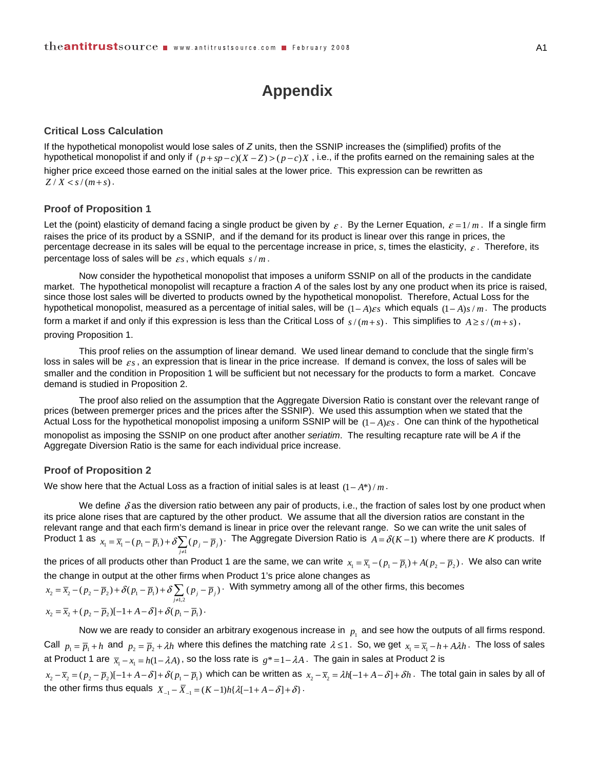# Appendix

### Critical Loss Calculation

If the hypothetical monopolist would lose sales of *Z* units, then the SSNIP increases the (simplified) profits of the hypothetical monopolist if and only if $(p+sp-c)(X-Z)>(p-c)X$, i.e., if the profits earned on the remaining sales at the higher price exceed those earned on the initial sales at the lower price. This expression can be rewritten as $Z/X<s/(m+s)$.

### Proof of Proposition 1

Let the (point) elasticity of demand facing a single product be given by $\varepsilon$. By the Lerner Equation, $\varepsilon=1/m$. If a single firm raises the price of its product by a SSNIP, and if the demand for its product is linear over this range in prices, the percentage decrease in its sales will be equal to the percentage increase in price, *s*, times the elasticity, $\varepsilon$. Therefore, its percentage loss of sales will be $\varepsilon s$, which equals $s/m$.

Now consider the hypothetical monopolist that imposes a uniform SSNIP on all of the products in the candidate market. The hypothetical monopolist will recapture a fraction *A* of the sales lost by any one product when its price is raised, since those lost sales will be diverted to products owned by the hypothetical monopolist. Therefore, Actual Loss for the hypothetical monopolist, measured as a percentage of initial sales, will be $(1-A)\varepsilon s$ which equals $(1-A)s/m$. The products form a market if and only if this expression is less than the Critical Loss of $s/(m+s)$. This simplifies to $A\geq s/(m+s)$, proving Proposition 1.

This proof relies on the assumption of linear demand. We used linear demand to conclude that the single firm's loss in sales will be $\varepsilon s$, an expression that is linear in the price increase. If demand is convex, the loss of sales will be smaller and the condition in Proposition 1 will be sufficient but not necessary for the products to form a market. Concave demand is studied in Proposition 2.

The proof also relied on the assumption that the Aggregate Diversion Ratio is constant over the relevant range of prices (between premerger prices and the prices after the SSNIP). We used this assumption when we stated that the Actual Loss for the hypothetical monopolist imposing a uniform SSNIP will be $(1-A)\varepsilon s$. One can think of the hypothetical monopolist as imposing the SSNIP on one product after another *seriatim*. The resulting recapture rate will be *A* if the Aggregate Diversion Ratio is the same for each individual price increase.

### Proof of Proposition 2

We show here that the Actual Loss as a fraction of initial sales is at least $(1-A^*)/m$.

We define $\delta$ as the diversion ratio between any pair of products, i.e., the fraction of sales lost by one product when its price alone rises that are captured by the other product. We assume that all the diversion ratios are constant in the relevant range and that each firm's demand is linear in price over the relevant range. So we can write the unit sales of Product 1 as $x_1=\overline{x}_1-(p_1-\overline{p}_1)+\delta\sum_{j\neq 1}(p_j-\overline{p}_j)$. The Aggregate Diversion Ratio is $A=\delta(K-1)$ where there are *K* products. If the prices of all products other than Product 1 are the same, we can write $x_1=\overline{x}_1-(p_1-\overline{p}_1)+A(p_2-\overline{p}_2)$. We also can write the change in output at the other firms when Product 1's price alone changes as $x_2=\overline{x}_2-(p_2-\overline{p}_2)+\delta(p_1-\overline{p}_1)+\delta\sum_{j\neq 1,2}(p_j-\overline{p}_j)$. With symmetry among all of the other firms, this becomes $x_2=\overline{x}_2+(p_2-\overline{p}_2)[-1+A-\delta]+\delta(p_1-\overline{p}_1)$.

Now we are ready to consider an arbitrary exogenous increase in $p_1$ and see how the outputs of all firms respond. Call $p_1=\overline{p}_1+h$ and $p_2=\overline{p}_2+\lambda h$ where this defines the matching rate $\lambda\leq 1$. So, we get $x_1=\overline{x}_1-h+A\lambda h$. The loss of sales at Product 1 are $\overline{x}_1-x_1=h(1-\lambda A)$, so the loss rate is $g^*=1-\lambda A$. The gain in sales at Product 2 is $x_2-\overline{x}_2=(p_2-\overline{p}_2)[-1+A-\delta]+\delta(p_1-\overline{p}_1)$ which can be written as $x_2-\overline{x}_2=\lambda h[-1+A-\delta]+\delta h$. The total gain in sales by all of the other firms thus equals $X_{-1}-\overline{X}_{-1}=(K-1)h\{\lambda[-1+A-\delta]+\delta\}$.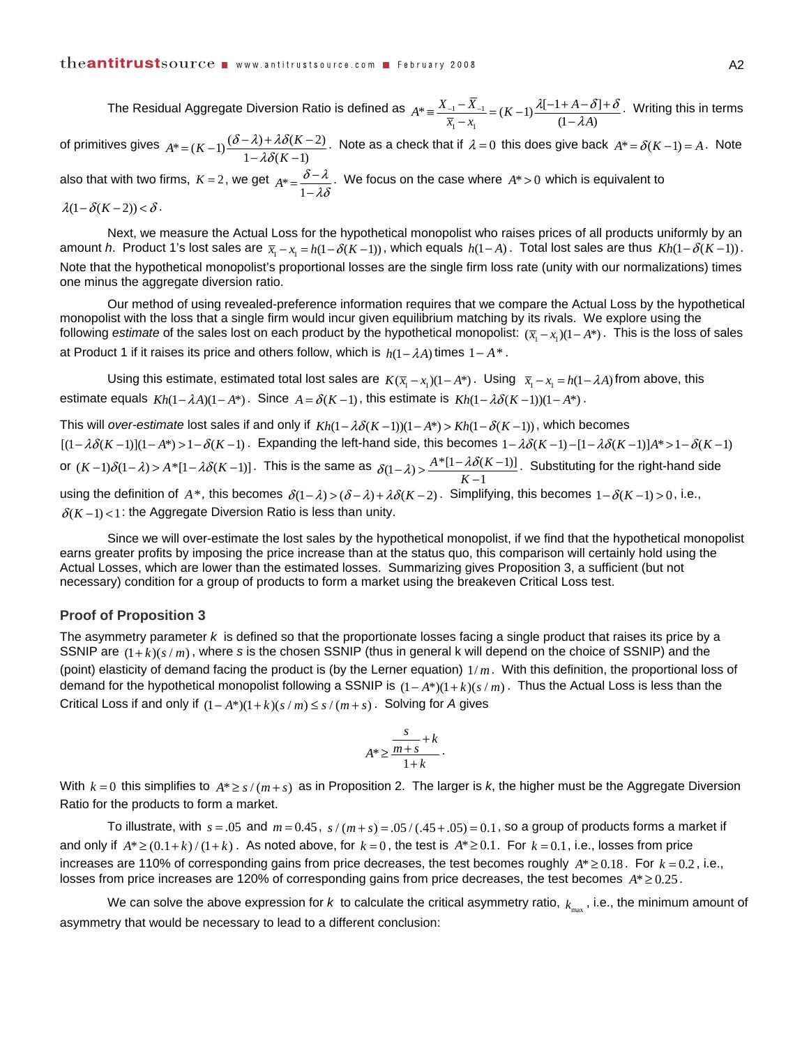The Residual Aggregate Diversion Ratio is defined as $A^* \equiv \frac{X_{-1} - \overline{X}_{-1}}{\overline{x}_1 - x_1} = (K-1)\frac{\lambda[-1+A-\delta]+\delta}{(1-\lambda A)}$. Writing this in terms of primitives gives $A^* = (K-1)\frac{(\delta-\lambda)+\lambda\delta(K-2)}{1-\lambda\delta(K-1)}$. Note as a check that if $\lambda = 0$ this does give back $A^* = \delta(K-1) = A$. Note also that with two firms, $K = 2$, we get $A^* = \frac{\delta - \lambda}{1-\lambda\delta}$. We focus on the case where $A^* > 0$ which is equivalent to $\lambda(1-\delta(K-2)) < \delta$.

Next, we measure the Actual Loss for the hypothetical monopolist who raises prices of all products uniformly by an amount *h*. Product 1's lost sales are $\overline{x}_1 - x_1 = h(1-\delta(K-1))$, which equals $h(1-A)$. Total lost sales are thus $Kh(1-\delta(K-1))$. Note that the hypothetical monopolist's proportional losses are the single firm loss rate (unity with our normalizations) times one minus the aggregate diversion ratio.

Our method of using revealed-preference information requires that we compare the Actual Loss by the hypothetical monopolist with the loss that a single firm would incur given equilibrium matching by its rivals. We explore using the following *estimate* of the sales lost on each product by the hypothetical monopolist: $(\overline{x}_1 - x_1)(1-A^*)$. This is the loss of sales at Product 1 if it raises its price and others follow, which is $h(1-\lambda A)$ times $1 - A^*$.

Using this estimate, estimated total lost sales are $K(\overline{x}_1 - x_1)(1-A^*)$. Using $\overline{x}_1 - x_1 = h(1-\lambda A)$ from above, this estimate equals $Kh(1-\lambda A)(1-A^*)$. Since $A = \delta(K-1)$, this estimate is $Kh(1-\lambda\delta(K-1))(1-A^*)$.

This will *over-estimate* lost sales if and only if $Kh(1-\lambda\delta(K-1))(1-A^*) > Kh(1-\delta(K-1))$, which becomes $[(1-\lambda\delta(K-1)](1-A^*) > 1-\delta(K-1)$. Expanding the left-hand side, this becomes $1-\lambda\delta(K-1)-[1-\lambda\delta(K-1)]A^* > 1-\delta(K-1)$ or $(K-1)\delta(1-\lambda) > A^*[1-\lambda\delta(K-1)]$. This is the same as $\delta(1-\lambda) > \frac{A^*[1-\lambda\delta(K-1)]}{K-1}$. Substituting for the right-hand side using the definition of $A^*$, this becomes $\delta(1-\lambda) > (\delta-\lambda)+\lambda\delta(K-2)$. Simplifying, this becomes $1-\delta(K-1) > 0$, i.e., $\delta(K-1) < 1$: the Aggregate Diversion Ratio is less than unity.

Since we will over-estimate the lost sales by the hypothetical monopolist, if we find that the hypothetical monopolist earns greater profits by imposing the price increase than at the status quo, this comparison will certainly hold using the Actual Losses, which are lower than the estimated losses. Summarizing gives Proposition 3, a sufficient (but not necessary) condition for a group of products to form a market using the breakeven Critical Loss test.

### Proof of Proposition 3

The asymmetry parameter *k* is defined so that the proportionate losses facing a single product that raises its price by a SSNIP are $(1+k)(s/m)$, where *s* is the chosen SSNIP (thus in general k will depend on the choice of SSNIP) and the (point) elasticity of demand facing the product is (by the Lerner equation) $1/m$. With this definition, the proportional loss of demand for the hypothetical monopolist following a SSNIP is $(1-A^*)(1+k)(s/m)$. Thus the Actual Loss is less than the Critical Loss if and only if $(1-A^*)(1+k)(s/m) \le s/(m+s)$. Solving for *A* gives

$$A^* \ge \frac{\frac{s}{m+s}+k}{1+k}.$$

With $k = 0$ this simplifies to $A^* \ge s/(m+s)$ as in Proposition 2. The larger is *k*, the higher must be the Aggregate Diversion Ratio for the products to form a market.

To illustrate, with $s = .05$ and $m = 0.45$, $s/(m+s) = .05/(.45+.05) = 0.1$, so a group of products forms a market if and only if $A^* \ge (0.1+k)/(1+k)$. As noted above, for $k = 0$, the test is $A^* \ge 0.1$. For $k = 0.1$, i.e., losses from price increases are 110% of corresponding gains from price decreases, the test becomes roughly $A^* \ge 0.18$. For $k = 0.2$, i.e., losses from price increases are 120% of corresponding gains from price decreases, the test becomes $A^* \ge 0.25$.

We can solve the above expression for *k* to calculate the critical asymmetry ratio, $k_{max}$, i.e., the minimum amount of asymmetry that would be necessary to lead to a different conclusion: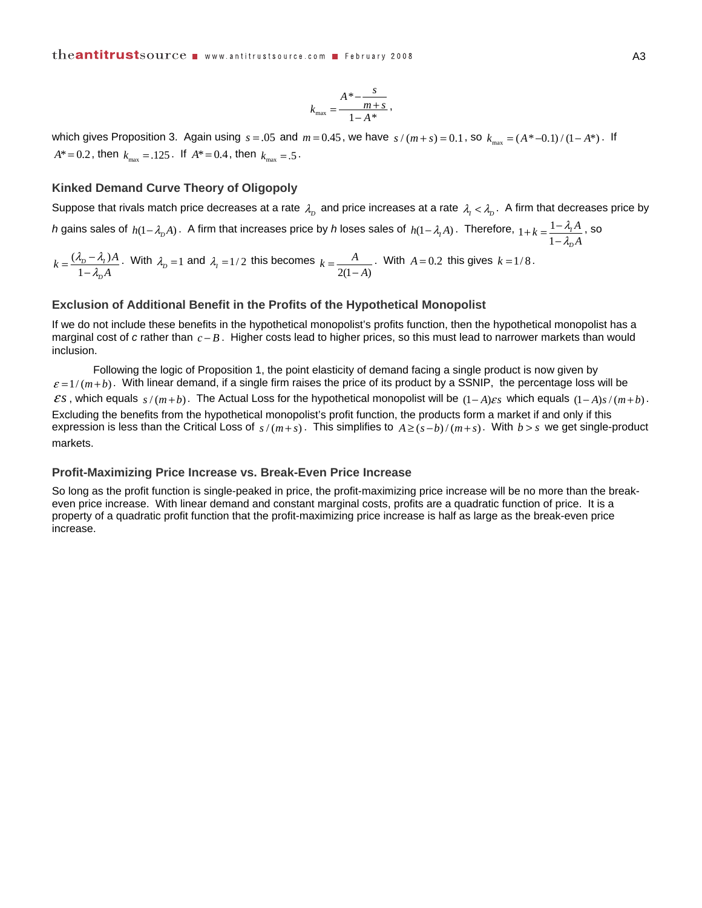$$k_{\max} = \frac{A^* - \frac{s}{m+s}}{1 - A^*},$$

which gives Proposition 3. Again using $s = .05$ and $m = 0.45$, we have $s/(m+s) = 0.1$, so $k_{\max} = (A^* - 0.1)/(1 - A^*)$. If $A^* = 0.2$, then $k_{\max} = .125$. If $A^* = 0.4$, then $k_{\max} = .5$.

### Kinked Demand Curve Theory of Oligopoly

Suppose that rivals match price decreases at a rate $\lambda_D$ and price increases at a rate $\lambda_I < \lambda_D$. A firm that decreases price by *h* gains sales of $h(1 - \lambda_D A)$. A firm that increases price by *h* loses sales of $h(1 - \lambda_I A)$. Therefore, $1 + k = \frac{1 - \lambda_I A}{1 - \lambda_D A}$, so $k = \frac{(\lambda_D - \lambda_I)A}{1 - \lambda_D A}$. With $\lambda_D = 1$ and $\lambda_I = 1/2$ this becomes $k = \frac{A}{2(1 - A)}$. With $A = 0.2$ this gives $k = 1/8$.

### Exclusion of Additional Benefit in the Profits of the Hypothetical Monopolist

If we do not include these benefits in the hypothetical monopolist's profits function, then the hypothetical monopolist has a marginal cost of *c* rather than $c - B$. Higher costs lead to higher prices, so this must lead to narrower markets than would inclusion.

Following the logic of Proposition 1, the point elasticity of demand facing a single product is now given by $\varepsilon = 1/(m+b)$. With linear demand, if a single firm raises the price of its product by a SSNIP, the percentage loss will be $\varepsilon s$, which equals $s/(m+b)$. The Actual Loss for the hypothetical monopolist will be $(1 - A)\varepsilon s$ which equals $(1 - A)s/(m+b)$. Excluding the benefits from the hypothetical monopolist's profit function, the products form a market if and only if this expression is less than the Critical Loss of $s/(m+s)$. This simplifies to $A \geq (s-b)/(m+s)$. With $b > s$ we get single-product markets.

### Profit-Maximizing Price Increase vs. Break-Even Price Increase

So long as the profit function is single-peaked in price, the profit-maximizing price increase will be no more than the break-even price increase. With linear demand and constant marginal costs, profits are a quadratic function of price. It is a property of a quadratic profit function that the profit-maximizing price increase is half as large as the break-even price increase.